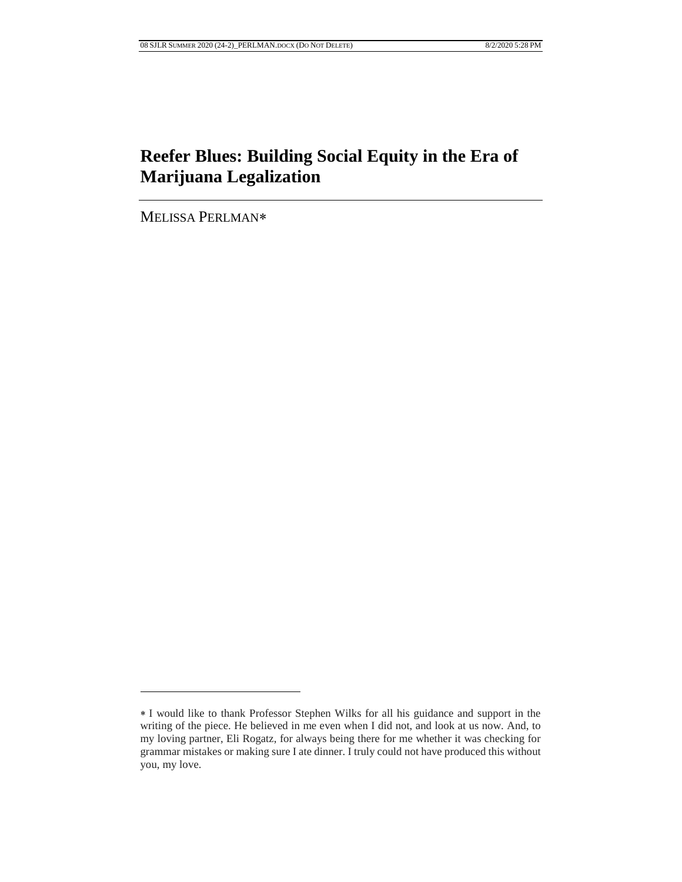# Reefer Blues: Building Social Equity in the Era of Marijuana Legalization

MELISSA PERLMAN*

---

* I would like to thank Professor Stephen Wilks for all his guidance and support in the writing of the piece. He believed in me even when I did not, and look at us now. And, to my loving partner, Eli Rogatz, for always being there for me whether it was checking for grammar mistakes or making sure I ate dinner. I truly could not have produced this without you, my love.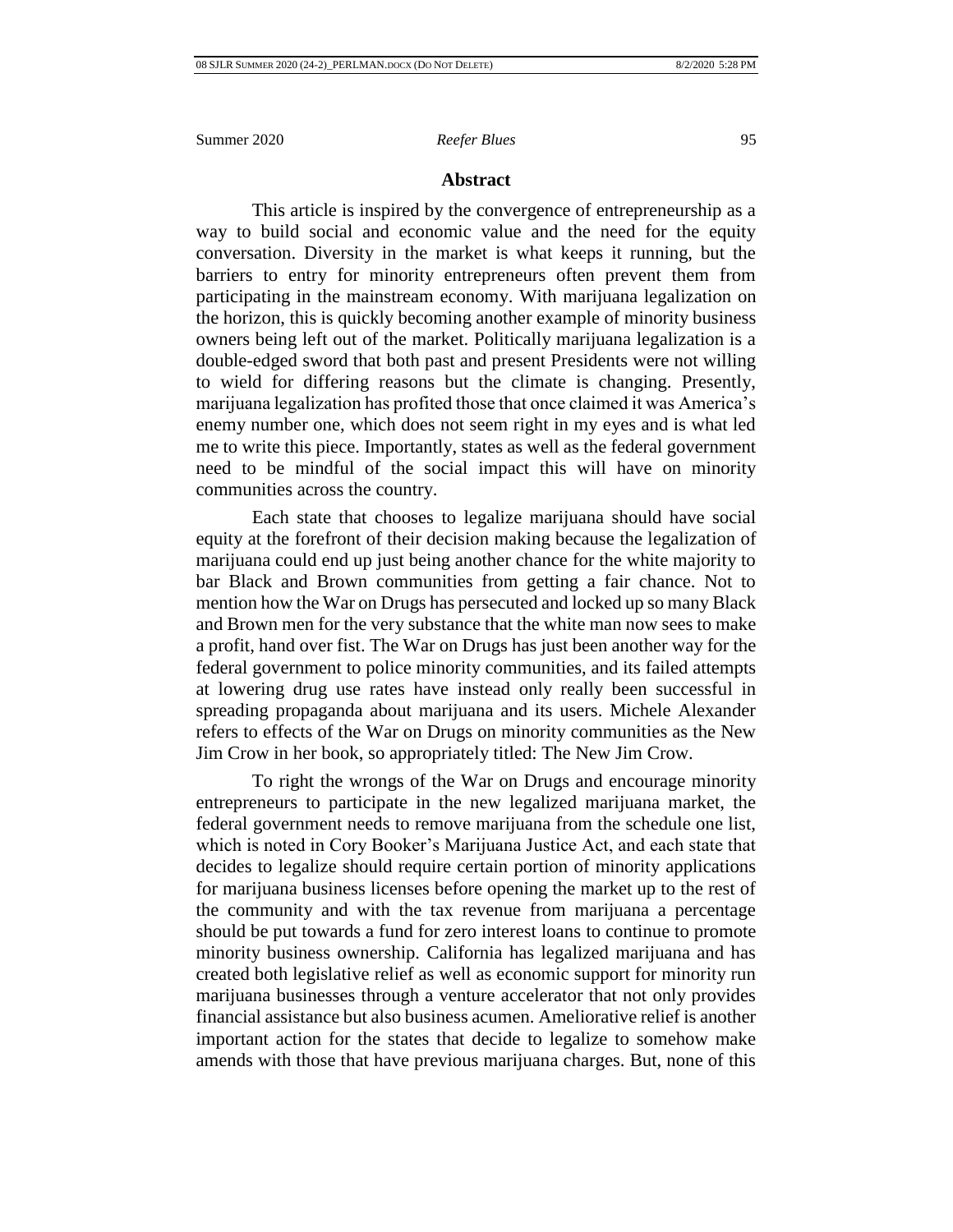## Abstract

This article is inspired by the convergence of entrepreneurship as a way to build social and economic value and the need for the equity conversation. Diversity in the market is what keeps it running, but the barriers to entry for minority entrepreneurs often prevent them from participating in the mainstream economy. With marijuana legalization on the horizon, this is quickly becoming another example of minority business owners being left out of the market. Politically marijuana legalization is a double-edged sword that both past and present Presidents were not willing to wield for differing reasons but the climate is changing. Presently, marijuana legalization has profited those that once claimed it was America's enemy number one, which does not seem right in my eyes and is what led me to write this piece. Importantly, states as well as the federal government need to be mindful of the social impact this will have on minority communities across the country.

Each state that chooses to legalize marijuana should have social equity at the forefront of their decision making because the legalization of marijuana could end up just being another chance for the white majority to bar Black and Brown communities from getting a fair chance. Not to mention how the War on Drugs has persecuted and locked up so many Black and Brown men for the very substance that the white man now sees to make a profit, hand over fist. The War on Drugs has just been another way for the federal government to police minority communities, and its failed attempts at lowering drug use rates have instead only really been successful in spreading propaganda about marijuana and its users. Michele Alexander refers to effects of the War on Drugs on minority communities as the New Jim Crow in her book, so appropriately titled: The New Jim Crow.

To right the wrongs of the War on Drugs and encourage minority entrepreneurs to participate in the new legalized marijuana market, the federal government needs to remove marijuana from the schedule one list, which is noted in Cory Booker's Marijuana Justice Act, and each state that decides to legalize should require certain portion of minority applications for marijuana business licenses before opening the market up to the rest of the community and with the tax revenue from marijuana a percentage should be put towards a fund for zero interest loans to continue to promote minority business ownership. California has legalized marijuana and has created both legislative relief as well as economic support for minority run marijuana businesses through a venture accelerator that not only provides financial assistance but also business acumen. Ameliorative relief is another important action for the states that decide to legalize to somehow make amends with those that have previous marijuana charges. But, none of this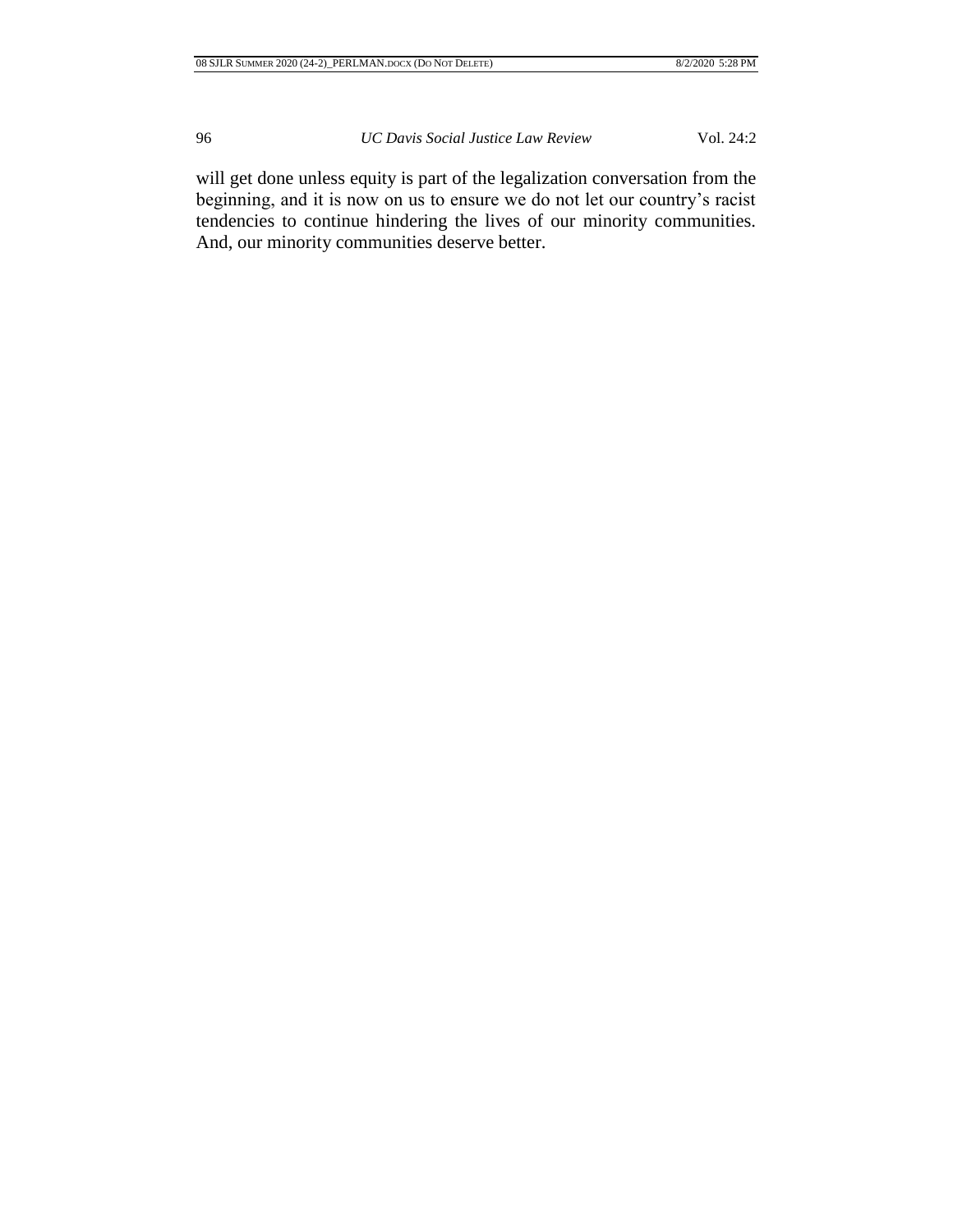will get done unless equity is part of the legalization conversation from the beginning, and it is now on us to ensure we do not let our country's racist tendencies to continue hindering the lives of our minority communities. And, our minority communities deserve better.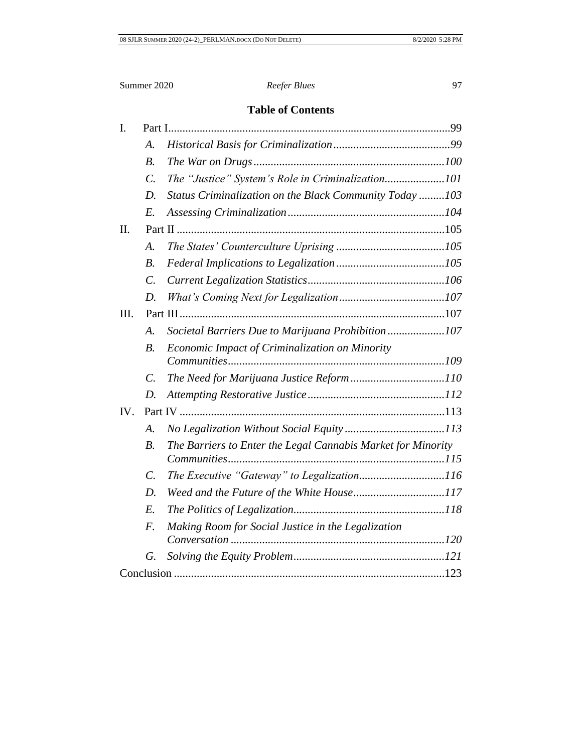## Table of Contents

I. Part I ..... 99
- A. *Historical Basis for Criminalization* ..... *99*
- B. *The War on Drugs* ..... *100*
- C. *The "Justice" System's Role in Criminalization* ..... *101*
- D. *Status Criminalization on the Black Community Today* ..... *103*
- E. *Assessing Criminalization* ..... *104*

II. Part II ..... 105
- A. *The States' Counterculture Uprising* ..... *105*
- B. *Federal Implications to Legalization* ..... *105*
- C. *Current Legalization Statistics* ..... *106*
- D. *What's Coming Next for Legalization* ..... *107*

III. Part III ..... 107
- A. *Societal Barriers Due to Marijuana Prohibition* ..... *107*
- B. *Economic Impact of Criminalization on Minority Communities* ..... *109*
- C. *The Need for Marijuana Justice Reform* ..... *110*
- D. *Attempting Restorative Justice* ..... *112*

IV. Part IV ..... 113
- A. *No Legalization Without Social Equity* ..... *113*
- B. *The Barriers to Enter the Legal Cannabis Market for Minority Communities* ..... *115*
- C. *The Executive "Gateway" to Legalization* ..... *116*
- D. *Weed and the Future of the White House* ..... *117*
- E. *The Politics of Legalization* ..... *118*
- F. *Making Room for Social Justice in the Legalization Conversation* ..... *120*
- G. *Solving the Equity Problem* ..... *121*

Conclusion ..... 123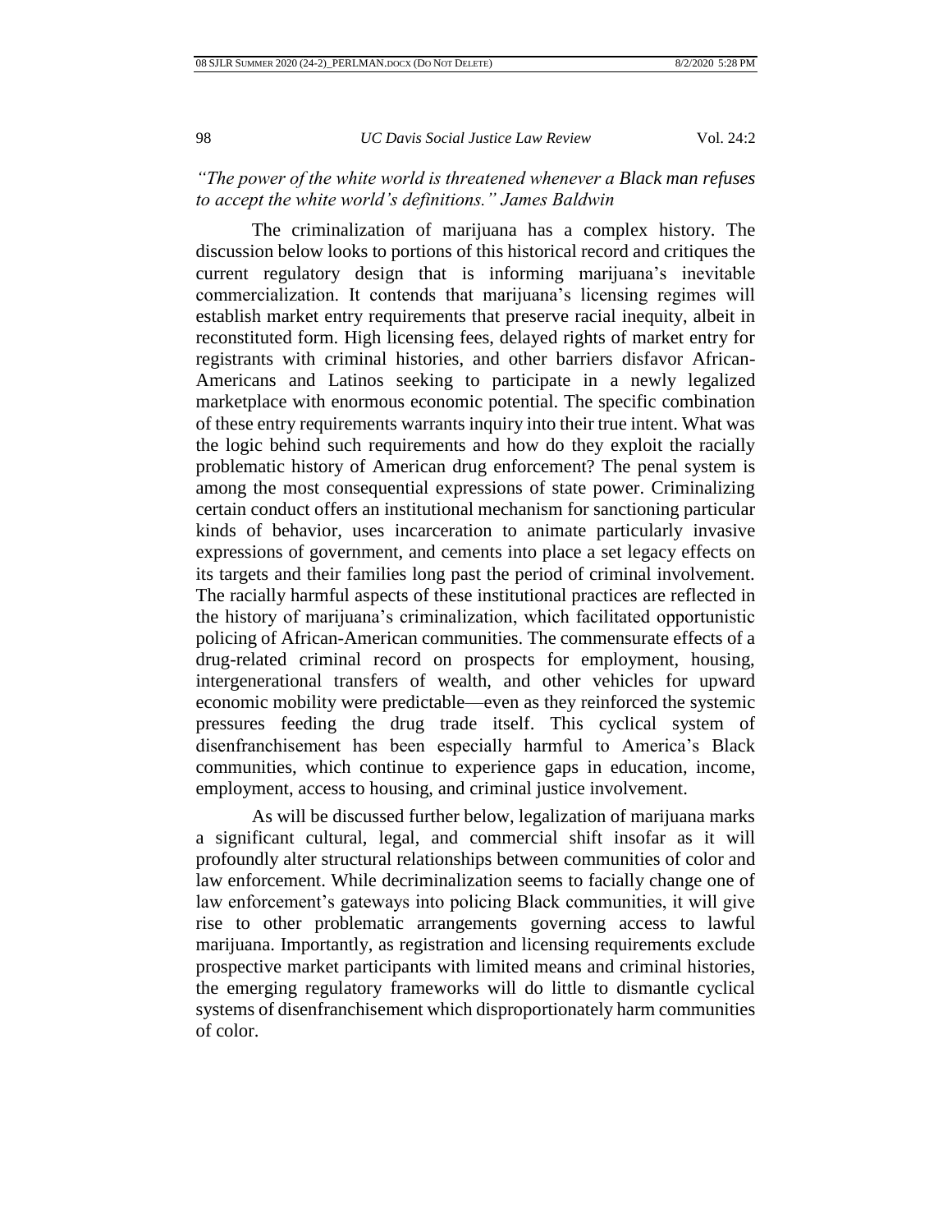*"The power of the white world is threatened whenever a Black man refuses to accept the white world's definitions." James Baldwin*

The criminalization of marijuana has a complex history. The discussion below looks to portions of this historical record and critiques the current regulatory design that is informing marijuana's inevitable commercialization. It contends that marijuana's licensing regimes will establish market entry requirements that preserve racial inequity, albeit in reconstituted form. High licensing fees, delayed rights of market entry for registrants with criminal histories, and other barriers disfavor African-Americans and Latinos seeking to participate in a newly legalized marketplace with enormous economic potential. The specific combination of these entry requirements warrants inquiry into their true intent. What was the logic behind such requirements and how do they exploit the racially problematic history of American drug enforcement? The penal system is among the most consequential expressions of state power. Criminalizing certain conduct offers an institutional mechanism for sanctioning particular kinds of behavior, uses incarceration to animate particularly invasive expressions of government, and cements into place a set legacy effects on its targets and their families long past the period of criminal involvement. The racially harmful aspects of these institutional practices are reflected in the history of marijuana's criminalization, which facilitated opportunistic policing of African-American communities. The commensurate effects of a drug-related criminal record on prospects for employment, housing, intergenerational transfers of wealth, and other vehicles for upward economic mobility were predictable—even as they reinforced the systemic pressures feeding the drug trade itself. This cyclical system of disenfranchisement has been especially harmful to America's Black communities, which continue to experience gaps in education, income, employment, access to housing, and criminal justice involvement.

As will be discussed further below, legalization of marijuana marks a significant cultural, legal, and commercial shift insofar as it will profoundly alter structural relationships between communities of color and law enforcement. While decriminalization seems to facially change one of law enforcement's gateways into policing Black communities, it will give rise to other problematic arrangements governing access to lawful marijuana. Importantly, as registration and licensing requirements exclude prospective market participants with limited means and criminal histories, the emerging regulatory frameworks will do little to dismantle cyclical systems of disenfranchisement which disproportionately harm communities of color.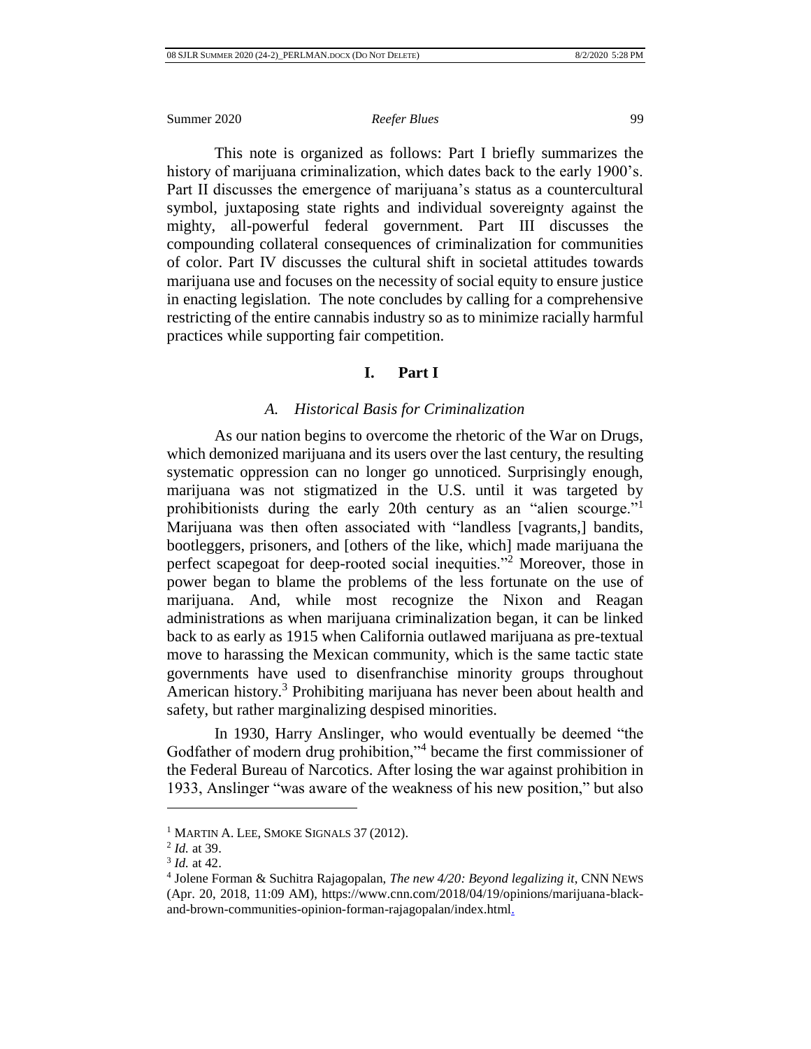This note is organized as follows: Part I briefly summarizes the history of marijuana criminalization, which dates back to the early 1900's. Part II discusses the emergence of marijuana's status as a countercultural symbol, juxtaposing state rights and individual sovereignty against the mighty, all-powerful federal government. Part III discusses the compounding collateral consequences of criminalization for communities of color. Part IV discusses the cultural shift in societal attitudes towards marijuana use and focuses on the necessity of social equity to ensure justice in enacting legislation. The note concludes by calling for a comprehensive restricting of the entire cannabis industry so as to minimize racially harmful practices while supporting fair competition.

## I. Part I

### *A. Historical Basis for Criminalization*

As our nation begins to overcome the rhetoric of the War on Drugs, which demonized marijuana and its users over the last century, the resulting systematic oppression can no longer go unnoticed. Surprisingly enough, marijuana was not stigmatized in the U.S. until it was targeted by prohibitionists during the early 20th century as an "alien scourge."[1] Marijuana was then often associated with "landless [vagrants,] bandits, bootleggers, prisoners, and [others of the like, which] made marijuana the perfect scapegoat for deep-rooted social inequities."[2] Moreover, those in power began to blame the problems of the less fortunate on the use of marijuana. And, while most recognize the Nixon and Reagan administrations as when marijuana criminalization began, it can be linked back to as early as 1915 when California outlawed marijuana as pre-textual move to harassing the Mexican community, which is the same tactic state governments have used to disenfranchise minority groups throughout American history.[3] Prohibiting marijuana has never been about health and safety, but rather marginalizing despised minorities.

In 1930, Harry Anslinger, who would eventually be deemed "the Godfather of modern drug prohibition,"[4] became the first commissioner of the Federal Bureau of Narcotics. After losing the war against prohibition in 1933, Anslinger "was aware of the weakness of his new position," but also

---

[1] MARTIN A. LEE, SMOKE SIGNALS 37 (2012).

[2] *Id.* at 39.

[3] *Id.* at 42.

[4] Jolene Forman & Suchitra Rajagopalan, *The new 4/20: Beyond legalizing it*, CNN NEWS (Apr. 20, 2018, 11:09 AM), https://www.cnn.com/2018/04/19/opinions/marijuana-black-and-brown-communities-opinion-forman-rajagopalan/index.html.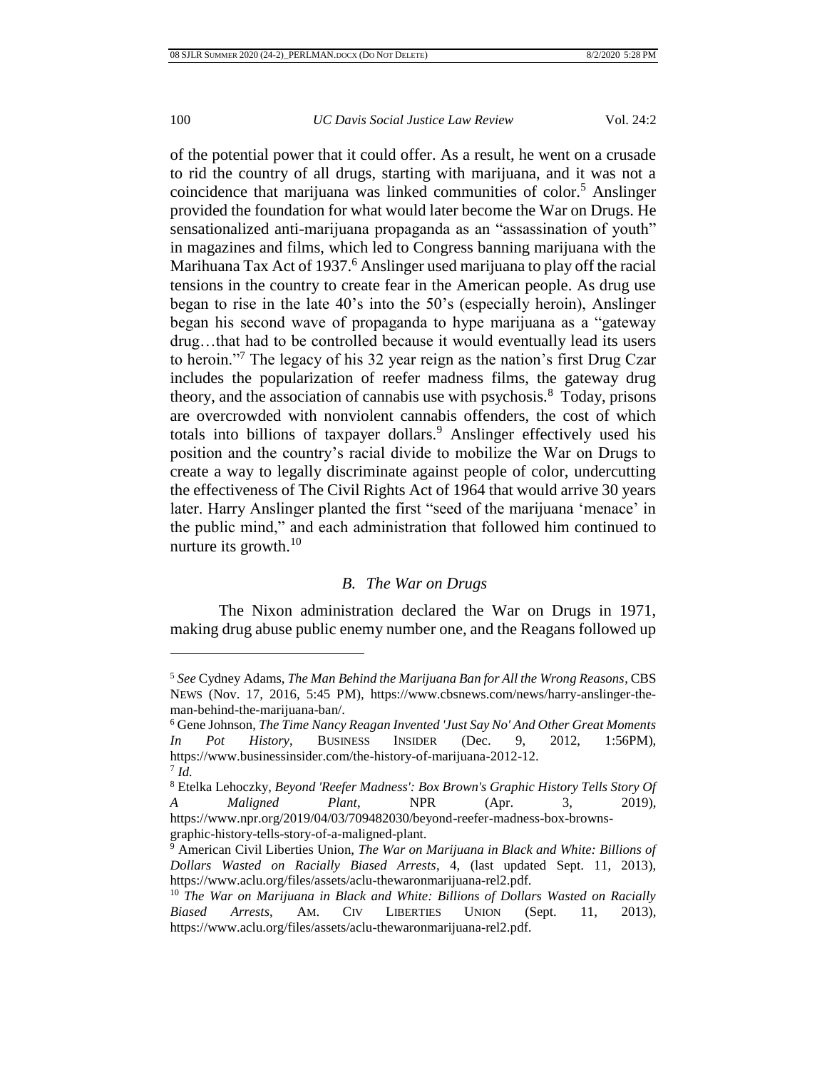of the potential power that it could offer. As a result, he went on a crusade to rid the country of all drugs, starting with marijuana, and it was not a coincidence that marijuana was linked communities of color.[5] Anslinger provided the foundation for what would later become the War on Drugs. He sensationalized anti-marijuana propaganda as an "assassination of youth" in magazines and films, which led to Congress banning marijuana with the Marihuana Tax Act of 1937.[6] Anslinger used marijuana to play off the racial tensions in the country to create fear in the American people. As drug use began to rise in the late 40's into the 50's (especially heroin), Anslinger began his second wave of propaganda to hype marijuana as a "gateway drug…that had to be controlled because it would eventually lead its users to heroin."[7] The legacy of his 32 year reign as the nation's first Drug Czar includes the popularization of reefer madness films, the gateway drug theory, and the association of cannabis use with psychosis.[8] Today, prisons are overcrowded with nonviolent cannabis offenders, the cost of which totals into billions of taxpayer dollars.[9] Anslinger effectively used his position and the country's racial divide to mobilize the War on Drugs to create a way to legally discriminate against people of color, undercutting the effectiveness of The Civil Rights Act of 1964 that would arrive 30 years later. Harry Anslinger planted the first "seed of the marijuana 'menace' in the public mind," and each administration that followed him continued to nurture its growth.[10]

### *B. The War on Drugs*

The Nixon administration declared the War on Drugs in 1971, making drug abuse public enemy number one, and the Reagans followed up

---

[5] *See* Cydney Adams, *The Man Behind the Marijuana Ban for All the Wrong Reasons*, CBS NEWS (Nov. 17, 2016, 5:45 PM), https://www.cbsnews.com/news/harry-anslinger-the-man-behind-the-marijuana-ban/.

[6] Gene Johnson, *The Time Nancy Reagan Invented 'Just Say No' And Other Great Moments In Pot History*, BUSINESS INSIDER (Dec. 9, 2012, 1:56PM), https://www.businessinsider.com/the-history-of-marijuana-2012-12.

[7] *Id.*

[8] Etelka Lehoczky, *Beyond 'Reefer Madness': Box Brown's Graphic History Tells Story Of A Maligned Plant*, NPR (Apr. 3, 2019), https://www.npr.org/2019/04/03/709482030/beyond-reefer-madness-box-browns-graphic-history-tells-story-of-a-maligned-plant.

[9] American Civil Liberties Union, *The War on Marijuana in Black and White: Billions of Dollars Wasted on Racially Biased Arrests*, 4, (last updated Sept. 11, 2013), https://www.aclu.org/files/assets/aclu-thewaronmarijuana-rel2.pdf.

[10] *The War on Marijuana in Black and White: Billions of Dollars Wasted on Racially Biased Arrests*, AM. CIV LIBERTIES UNION (Sept. 11, 2013), https://www.aclu.org/files/assets/aclu-thewaronmarijuana-rel2.pdf.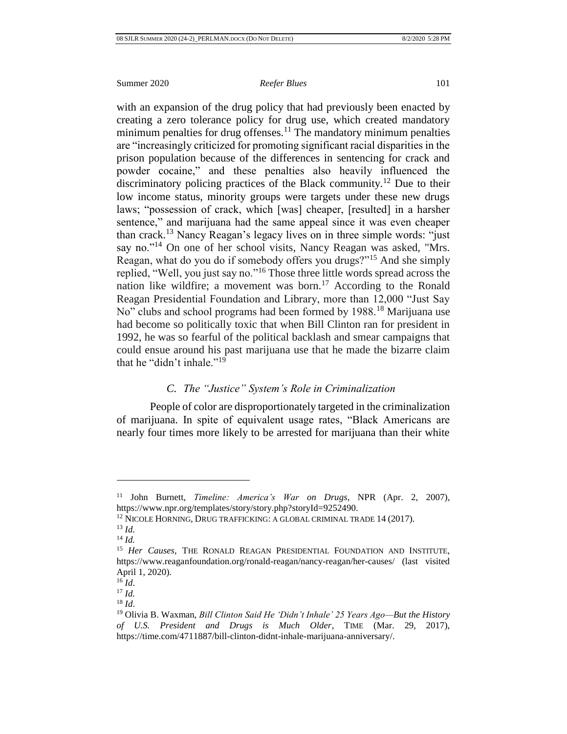with an expansion of the drug policy that had previously been enacted by creating a zero tolerance policy for drug use, which created mandatory minimum penalties for drug offenses.[11] The mandatory minimum penalties are "increasingly criticized for promoting significant racial disparities in the prison population because of the differences in sentencing for crack and powder cocaine," and these penalties also heavily influenced the discriminatory policing practices of the Black community.[12] Due to their low income status, minority groups were targets under these new drugs laws; "possession of crack, which [was] cheaper, [resulted] in a harsher sentence," and marijuana had the same appeal since it was even cheaper than crack.[13] Nancy Reagan's legacy lives on in three simple words: "just say no."[14] On one of her school visits, Nancy Reagan was asked, "Mrs. Reagan, what do you do if somebody offers you drugs?"[15] And she simply replied, "Well, you just say no."[16] Those three little words spread across the nation like wildfire; a movement was born.[17] According to the Ronald Reagan Presidential Foundation and Library, more than 12,000 "Just Say No" clubs and school programs had been formed by 1988.[18] Marijuana use had become so politically toxic that when Bill Clinton ran for president in 1992, he was so fearful of the political backlash and smear campaigns that could ensue around his past marijuana use that he made the bizarre claim that he "didn't inhale."[19]

### *C. The "Justice" System's Role in Criminalization*

People of color are disproportionately targeted in the criminalization of marijuana. In spite of equivalent usage rates, "Black Americans are nearly four times more likely to be arrested for marijuana than their white

---

[11] John Burnett, *Timeline: America's War on Drugs*, NPR (Apr. 2, 2007), https://www.npr.org/templates/story/story.php?storyId=9252490.

[12] NICOLE HORNING, DRUG TRAFFICKING: A GLOBAL CRIMINAL TRADE 14 (2017).

[13] *Id.*

[14] *Id.*

[15] *Her Causes*, THE RONALD REAGAN PRESIDENTIAL FOUNDATION AND INSTITUTE, https://www.reaganfoundation.org/ronald-reagan/nancy-reagan/her-causes/ (last visited April 1, 2020).

[16] *Id*.

[17] *Id.*

[18] *Id*.

[19] Olivia B. Waxman, *Bill Clinton Said He 'Didn't Inhale' 25 Years Ago—But the History of U.S. President and Drugs is Much Older*, TIME (Mar. 29, 2017), https://time.com/4711887/bill-clinton-didnt-inhale-marijuana-anniversary/.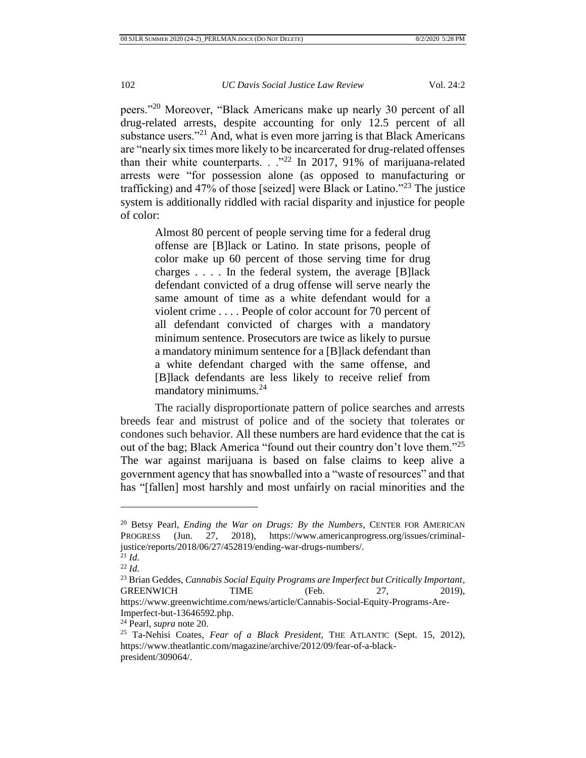peers."[20] Moreover, "Black Americans make up nearly 30 percent of all drug-related arrests, despite accounting for only 12.5 percent of all substance users."[21] And, what is even more jarring is that Black Americans are "nearly six times more likely to be incarcerated for drug-related offenses than their white counterparts. . ."[22] In 2017, 91% of marijuana-related arrests were "for possession alone (as opposed to manufacturing or trafficking) and 47% of those [seized] were Black or Latino."[23] The justice system is additionally riddled with racial disparity and injustice for people of color:

> Almost 80 percent of people serving time for a federal drug offense are [B]lack or Latino. In state prisons, people of color make up 60 percent of those serving time for drug charges . . . . In the federal system, the average [B]lack defendant convicted of a drug offense will serve nearly the same amount of time as a white defendant would for a violent crime . . . . People of color account for 70 percent of all defendant convicted of charges with a mandatory minimum sentence. Prosecutors are twice as likely to pursue a mandatory minimum sentence for a [B]lack defendant than a white defendant charged with the same offense, and [B]lack defendants are less likely to receive relief from mandatory minimums.[24]

The racially disproportionate pattern of police searches and arrests breeds fear and mistrust of police and of the society that tolerates or condones such behavior. All these numbers are hard evidence that the cat is out of the bag; Black America "found out their country don't love them."[25] The war against marijuana is based on false claims to keep alive a government agency that has snowballed into a "waste of resources" and that has "[fallen] most harshly and most unfairly on racial minorities and the

---

[20] Betsy Pearl, *Ending the War on Drugs: By the Numbers*, CENTER FOR AMERICAN PROGRESS (Jun. 27, 2018), https://www.americanprogress.org/issues/criminal-justice/reports/2018/06/27/452819/ending-war-drugs-numbers/.

[21] *Id.*

[22] *Id.*

[23] Brian Geddes, *Cannabis Social Equity Programs are Imperfect but Critically Important*, GREENWICH TIME (Feb. 27, 2019), https://www.greenwichtime.com/news/article/Cannabis-Social-Equity-Programs-Are-Imperfect-but-13646592.php.

[24] Pearl, *supra* note 20.

[25] Ta-Nehisi Coates, *Fear of a Black President*, THE ATLANTIC (Sept. 15, 2012), https://www.theatlantic.com/magazine/archive/2012/09/fear-of-a-black-president/309064/.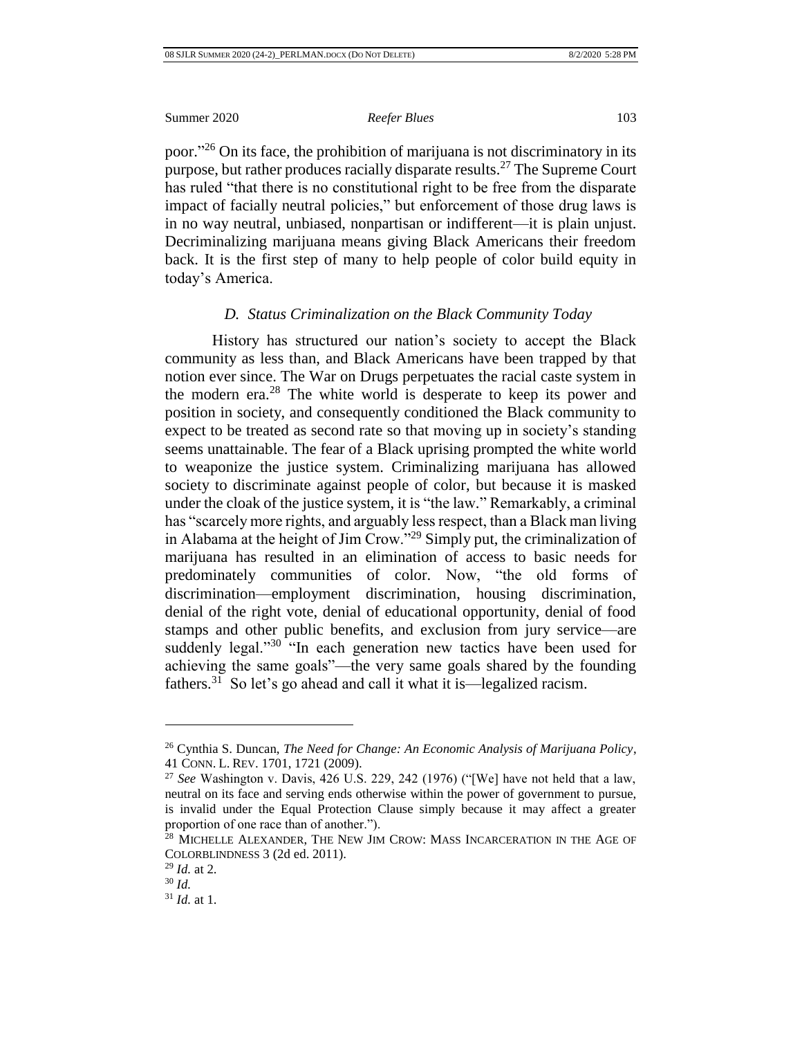poor."[26] On its face, the prohibition of marijuana is not discriminatory in its purpose, but rather produces racially disparate results.[27] The Supreme Court has ruled "that there is no constitutional right to be free from the disparate impact of facially neutral policies," but enforcement of those drug laws is in no way neutral, unbiased, nonpartisan or indifferent—it is plain unjust. Decriminalizing marijuana means giving Black Americans their freedom back. It is the first step of many to help people of color build equity in today's America.

### *D. Status Criminalization on the Black Community Today*

History has structured our nation's society to accept the Black community as less than, and Black Americans have been trapped by that notion ever since. The War on Drugs perpetuates the racial caste system in the modern era.[28] The white world is desperate to keep its power and position in society, and consequently conditioned the Black community to expect to be treated as second rate so that moving up in society's standing seems unattainable. The fear of a Black uprising prompted the white world to weaponize the justice system. Criminalizing marijuana has allowed society to discriminate against people of color, but because it is masked under the cloak of the justice system, it is "the law." Remarkably, a criminal has "scarcely more rights, and arguably less respect, than a Black man living in Alabama at the height of Jim Crow."[29] Simply put, the criminalization of marijuana has resulted in an elimination of access to basic needs for predominately communities of color. Now, "the old forms of discrimination—employment discrimination, housing discrimination, denial of the right vote, denial of educational opportunity, denial of food stamps and other public benefits, and exclusion from jury service—are suddenly legal."[30] "In each generation new tactics have been used for achieving the same goals"—the very same goals shared by the founding fathers.[31] So let's go ahead and call it what it is—legalized racism.

---

[26] Cynthia S. Duncan, *The Need for Change: An Economic Analysis of Marijuana Policy*, 41 CONN. L. REV. 1701, 1721 (2009).

[27] *See* Washington v. Davis, 426 U.S. 229, 242 (1976) ("[We] have not held that a law, neutral on its face and serving ends otherwise within the power of government to pursue, is invalid under the Equal Protection Clause simply because it may affect a greater proportion of one race than of another.").

[28] MICHELLE ALEXANDER, THE NEW JIM CROW: MASS INCARCERATION IN THE AGE OF COLORBLINDNESS 3 (2d ed. 2011).

[29] *Id.* at 2.

[30] *Id.*

[31] *Id.* at 1.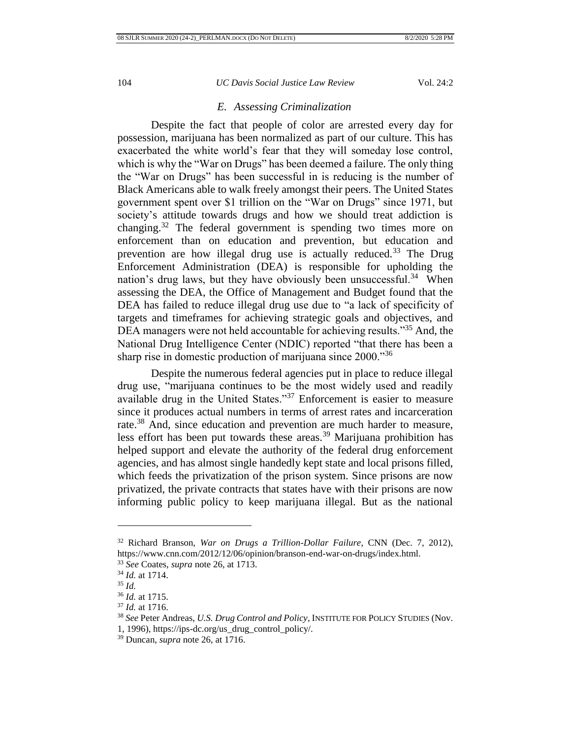### *E. Assessing Criminalization*

Despite the fact that people of color are arrested every day for possession, marijuana has been normalized as part of our culture. This has exacerbated the white world's fear that they will someday lose control, which is why the "War on Drugs" has been deemed a failure. The only thing the "War on Drugs" has been successful in is reducing is the number of Black Americans able to walk freely amongst their peers. The United States government spent over $1 trillion on the "War on Drugs" since 1971, but society's attitude towards drugs and how we should treat addiction is changing.[32] The federal government is spending two times more on enforcement than on education and prevention, but education and prevention are how illegal drug use is actually reduced.[33] The Drug Enforcement Administration (DEA) is responsible for upholding the nation's drug laws, but they have obviously been unsuccessful.[34] When assessing the DEA, the Office of Management and Budget found that the DEA has failed to reduce illegal drug use due to "a lack of specificity of targets and timeframes for achieving strategic goals and objectives, and DEA managers were not held accountable for achieving results."[35] And, the National Drug Intelligence Center (NDIC) reported "that there has been a sharp rise in domestic production of marijuana since 2000."[36]

Despite the numerous federal agencies put in place to reduce illegal drug use, "marijuana continues to be the most widely used and readily available drug in the United States."[37] Enforcement is easier to measure since it produces actual numbers in terms of arrest rates and incarceration rate.[38] And, since education and prevention are much harder to measure, less effort has been put towards these areas.[39] Marijuana prohibition has helped support and elevate the authority of the federal drug enforcement agencies, and has almost single handedly kept state and local prisons filled, which feeds the privatization of the prison system. Since prisons are now privatized, the private contracts that states have with their prisons are now informing public policy to keep marijuana illegal. But as the national

---

[32] Richard Branson, *War on Drugs a Trillion-Dollar Failure*, CNN (Dec. 7, 2012), https://www.cnn.com/2012/12/06/opinion/branson-end-war-on-drugs/index.html.

[33] *See* Coates, *supra* note 26, at 1713.

[34] *Id.* at 1714.

[35] *Id.*

[36] *Id.* at 1715.

[37] *Id.* at 1716.

[38] *See* Peter Andreas, *U.S. Drug Control and Policy*, INSTITUTE FOR POLICY STUDIES (Nov. 1, 1996), https://ips-dc.org/us_drug_control_policy/.

[39] Duncan, *supra* note 26, at 1716.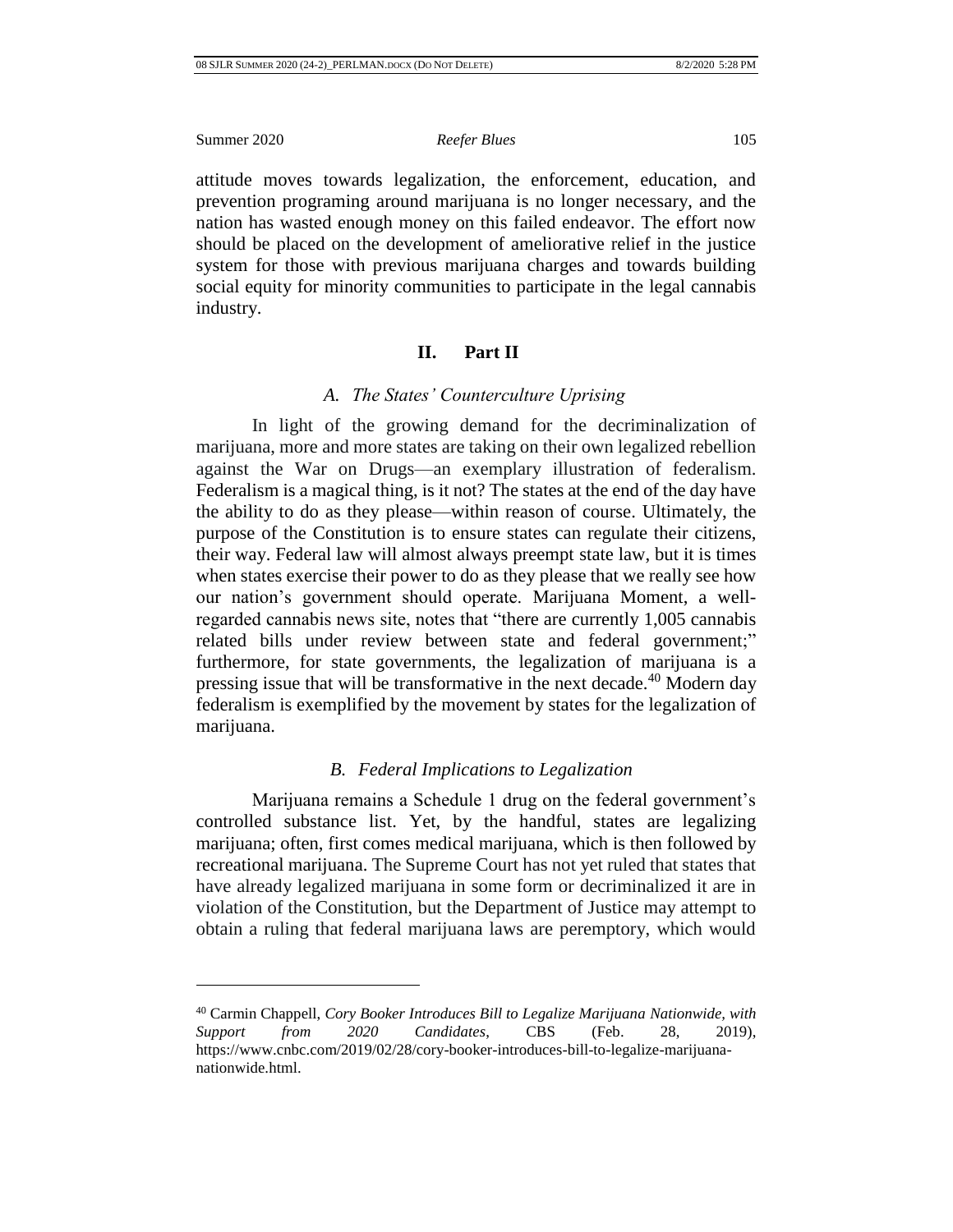attitude moves towards legalization, the enforcement, education, and prevention programing around marijuana is no longer necessary, and the nation has wasted enough money on this failed endeavor. The effort now should be placed on the development of ameliorative relief in the justice system for those with previous marijuana charges and towards building social equity for minority communities to participate in the legal cannabis industry.

## II. Part II

### *A. The States' Counterculture Uprising*

In light of the growing demand for the decriminalization of marijuana, more and more states are taking on their own legalized rebellion against the War on Drugs—an exemplary illustration of federalism. Federalism is a magical thing, is it not? The states at the end of the day have the ability to do as they please—within reason of course. Ultimately, the purpose of the Constitution is to ensure states can regulate their citizens, their way. Federal law will almost always preempt state law, but it is times when states exercise their power to do as they please that we really see how our nation's government should operate. Marijuana Moment, a well-regarded cannabis news site, notes that "there are currently 1,005 cannabis related bills under review between state and federal government;" furthermore, for state governments, the legalization of marijuana is a pressing issue that will be transformative in the next decade.[40] Modern day federalism is exemplified by the movement by states for the legalization of marijuana.

### *B. Federal Implications to Legalization*

Marijuana remains a Schedule 1 drug on the federal government's controlled substance list. Yet, by the handful, states are legalizing marijuana; often, first comes medical marijuana, which is then followed by recreational marijuana. The Supreme Court has not yet ruled that states that have already legalized marijuana in some form or decriminalized it are in violation of the Constitution, but the Department of Justice may attempt to obtain a ruling that federal marijuana laws are peremptory, which would

---

[40] Carmin Chappell, *Cory Booker Introduces Bill to Legalize Marijuana Nationwide, with Support from 2020 Candidates*, CBS (Feb. 28, 2019), https://www.cnbc.com/2019/02/28/cory-booker-introduces-bill-to-legalize-marijuana-nationwide.html.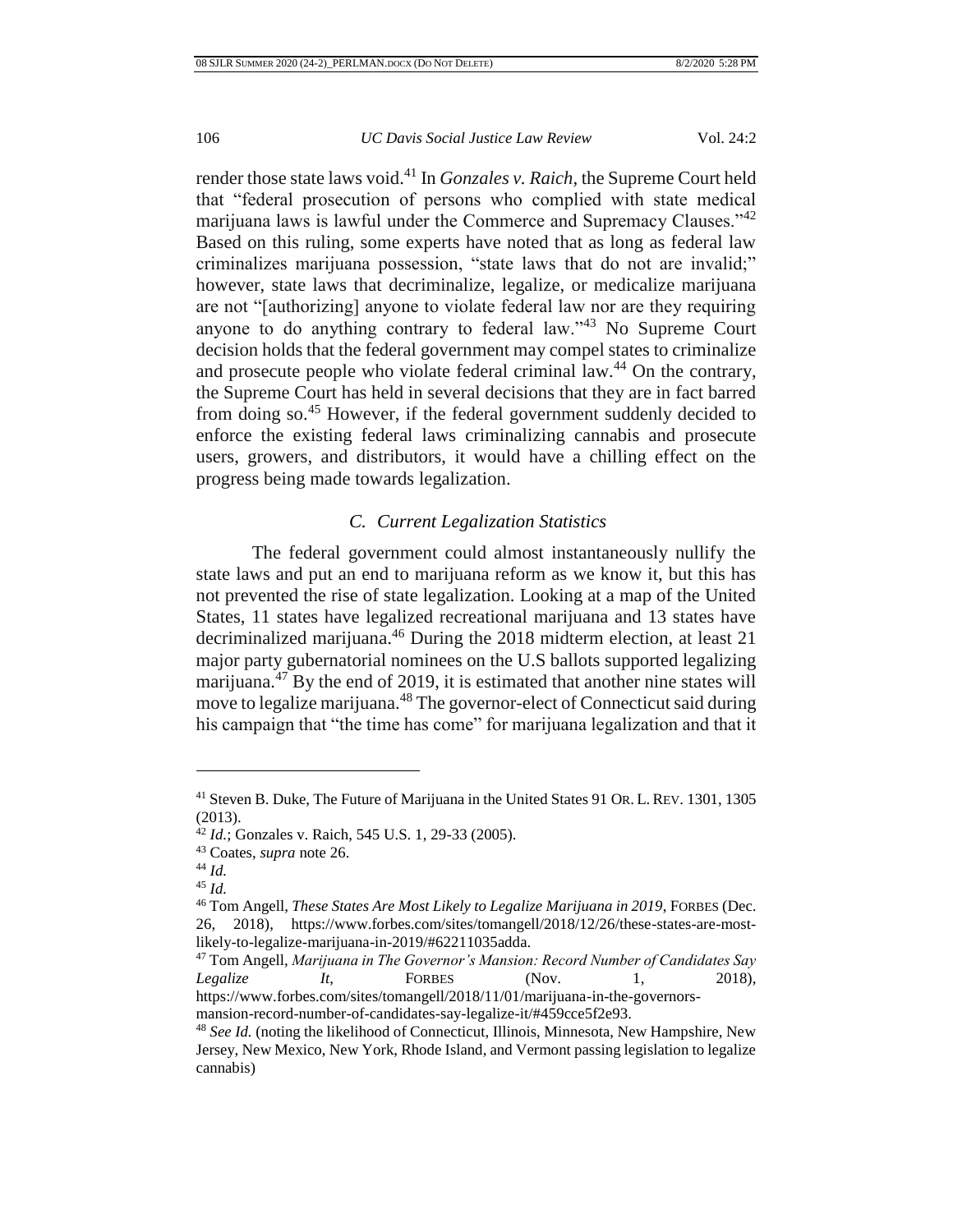render those state laws void.[41] In *Gonzales v. Raich*, the Supreme Court held that "federal prosecution of persons who complied with state medical marijuana laws is lawful under the Commerce and Supremacy Clauses."[42] Based on this ruling, some experts have noted that as long as federal law criminalizes marijuana possession, "state laws that do not are invalid;" however, state laws that decriminalize, legalize, or medicalize marijuana are not "[authorizing] anyone to violate federal law nor are they requiring anyone to do anything contrary to federal law."[43] No Supreme Court decision holds that the federal government may compel states to criminalize and prosecute people who violate federal criminal law.[44] On the contrary, the Supreme Court has held in several decisions that they are in fact barred from doing so.[45] However, if the federal government suddenly decided to enforce the existing federal laws criminalizing cannabis and prosecute users, growers, and distributors, it would have a chilling effect on the progress being made towards legalization.

### *C. Current Legalization Statistics*

The federal government could almost instantaneously nullify the state laws and put an end to marijuana reform as we know it, but this has not prevented the rise of state legalization. Looking at a map of the United States, 11 states have legalized recreational marijuana and 13 states have decriminalized marijuana.[46] During the 2018 midterm election, at least 21 major party gubernatorial nominees on the U.S ballots supported legalizing marijuana.[47] By the end of 2019, it is estimated that another nine states will move to legalize marijuana.[48] The governor-elect of Connecticut said during his campaign that "the time has come" for marijuana legalization and that it

---

[41] Steven B. Duke, The Future of Marijuana in the United States 91 OR. L. REV. 1301, 1305 (2013).

[42] *Id.*; Gonzales v. Raich, 545 U.S. 1, 29-33 (2005).

[43] Coates, *supra* note 26.

[44] *Id.*

[45] *Id.*

[46] Tom Angell, *These States Are Most Likely to Legalize Marijuana in 2019*, FORBES (Dec. 26, 2018), https://www.forbes.com/sites/tomangell/2018/12/26/these-states-are-most-likely-to-legalize-marijuana-in-2019/#62211035adda.

[47] Tom Angell, *Marijuana in The Governor's Mansion: Record Number of Candidates Say Legalize It*, FORBES (Nov. 1, 2018), https://www.forbes.com/sites/tomangell/2018/11/01/marijuana-in-the-governors-mansion-record-number-of-candidates-say-legalize-it/#459cce5f2e93.

[48] *See Id.* (noting the likelihood of Connecticut, Illinois, Minnesota, New Hampshire, New Jersey, New Mexico, New York, Rhode Island, and Vermont passing legislation to legalize cannabis)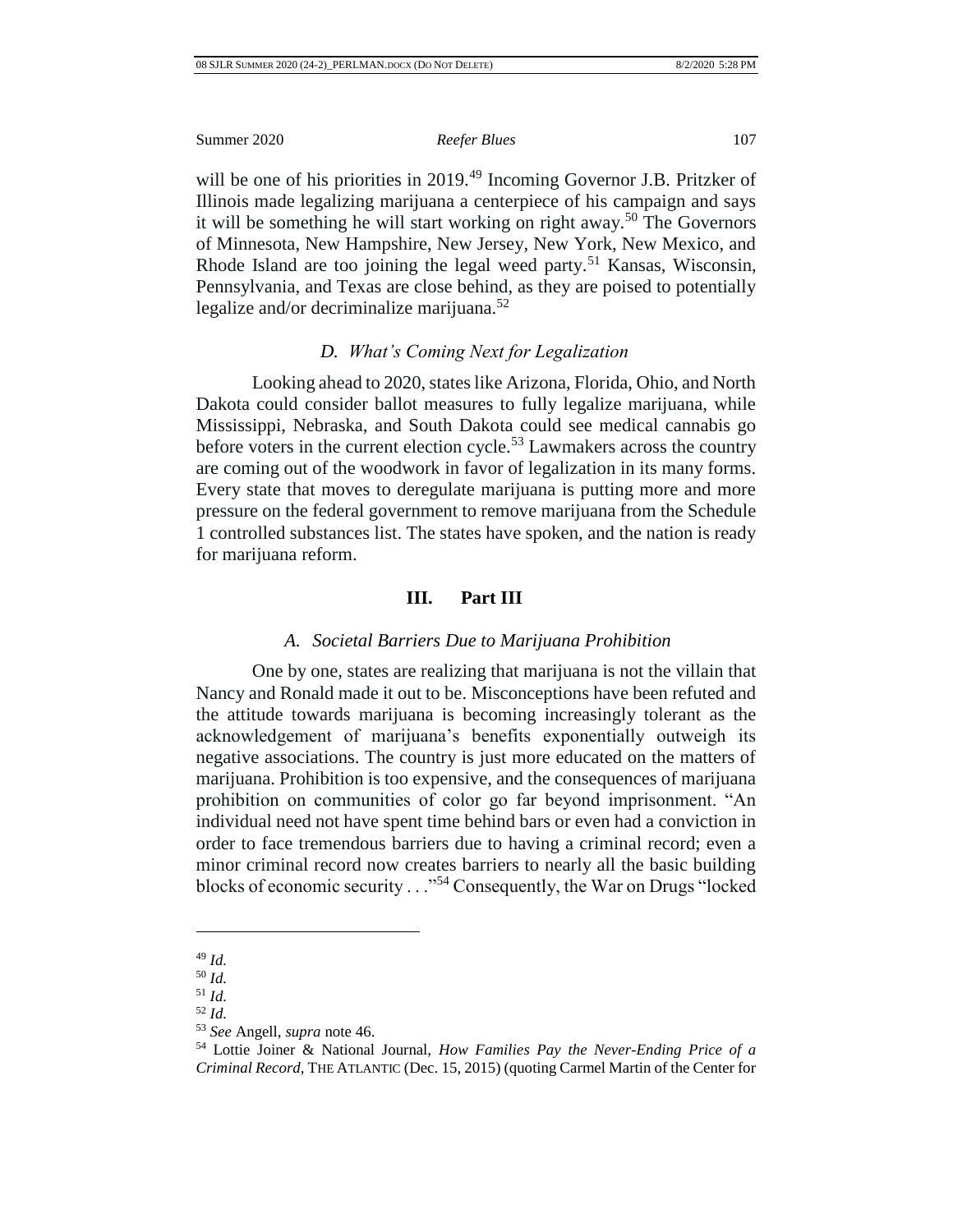will be one of his priorities in 2019.[49] Incoming Governor J.B. Pritzker of Illinois made legalizing marijuana a centerpiece of his campaign and says it will be something he will start working on right away.[50] The Governors of Minnesota, New Hampshire, New Jersey, New York, New Mexico, and Rhode Island are too joining the legal weed party.[51] Kansas, Wisconsin, Pennsylvania, and Texas are close behind, as they are poised to potentially legalize and/or decriminalize marijuana.[52]

### *D. What's Coming Next for Legalization*

Looking ahead to 2020, states like Arizona, Florida, Ohio, and North Dakota could consider ballot measures to fully legalize marijuana, while Mississippi, Nebraska, and South Dakota could see medical cannabis go before voters in the current election cycle.[53] Lawmakers across the country are coming out of the woodwork in favor of legalization in its many forms. Every state that moves to deregulate marijuana is putting more and more pressure on the federal government to remove marijuana from the Schedule 1 controlled substances list. The states have spoken, and the nation is ready for marijuana reform.

## III. Part III

### *A. Societal Barriers Due to Marijuana Prohibition*

One by one, states are realizing that marijuana is not the villain that Nancy and Ronald made it out to be. Misconceptions have been refuted and the attitude towards marijuana is becoming increasingly tolerant as the acknowledgement of marijuana's benefits exponentially outweigh its negative associations. The country is just more educated on the matters of marijuana. Prohibition is too expensive, and the consequences of marijuana prohibition on communities of color go far beyond imprisonment. "An individual need not have spent time behind bars or even had a conviction in order to face tremendous barriers due to having a criminal record; even a minor criminal record now creates barriers to nearly all the basic building blocks of economic security . . ."[54] Consequently, the War on Drugs "locked

---

[49] *Id.*

[50] *Id.*

[51] *Id.*

[52] *Id.*

[53] *See* Angell, *supra* note 46.

[54] Lottie Joiner & National Journal, *How Families Pay the Never-Ending Price of a Criminal Record*, THE ATLANTIC (Dec. 15, 2015) (quoting Carmel Martin of the Center for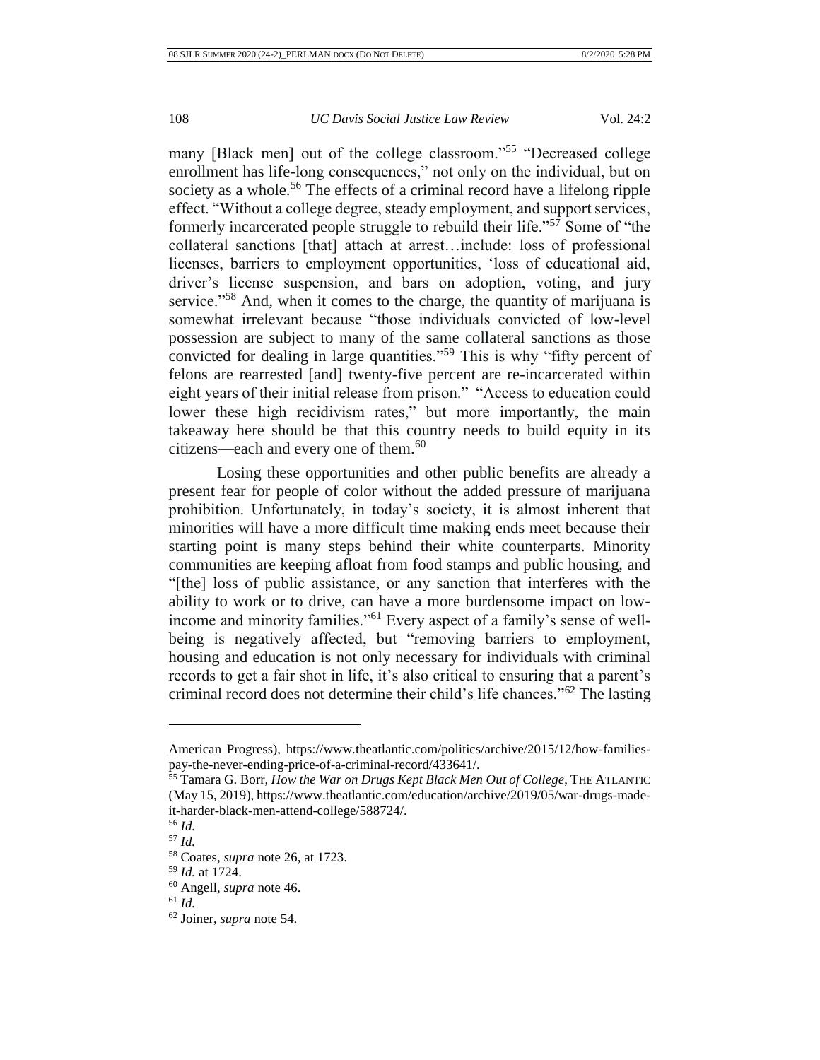many [Black men] out of the college classroom."[55] "Decreased college enrollment has life-long consequences," not only on the individual, but on society as a whole.[56] The effects of a criminal record have a lifelong ripple effect. "Without a college degree, steady employment, and support services, formerly incarcerated people struggle to rebuild their life."[57] Some of "the collateral sanctions [that] attach at arrest…include: loss of professional licenses, barriers to employment opportunities, 'loss of educational aid, driver's license suspension, and bars on adoption, voting, and jury service."[58] And, when it comes to the charge, the quantity of marijuana is somewhat irrelevant because "those individuals convicted of low-level possession are subject to many of the same collateral sanctions as those convicted for dealing in large quantities."[59] This is why "fifty percent of felons are rearrested [and] twenty-five percent are re-incarcerated within eight years of their initial release from prison." "Access to education could lower these high recidivism rates," but more importantly, the main takeaway here should be that this country needs to build equity in its citizens—each and every one of them.[60]

Losing these opportunities and other public benefits are already a present fear for people of color without the added pressure of marijuana prohibition. Unfortunately, in today's society, it is almost inherent that minorities will have a more difficult time making ends meet because their starting point is many steps behind their white counterparts. Minority communities are keeping afloat from food stamps and public housing, and "[the] loss of public assistance, or any sanction that interferes with the ability to work or to drive, can have a more burdensome impact on low-income and minority families."[61] Every aspect of a family's sense of well-being is negatively affected, but "removing barriers to employment, housing and education is not only necessary for individuals with criminal records to get a fair shot in life, it's also critical to ensuring that a parent's criminal record does not determine their child's life chances."[62] The lasting

---

American Progress), https://www.theatlantic.com/politics/archive/2015/12/how-families-pay-the-never-ending-price-of-a-criminal-record/433641/.

[55] Tamara G. Borr, *How the War on Drugs Kept Black Men Out of College*, THE ATLANTIC (May 15, 2019), https://www.theatlantic.com/education/archive/2019/05/war-drugs-made-it-harder-black-men-attend-college/588724/.

[56] *Id.*

[57] *Id.*

[58] Coates, *supra* note 26, at 1723.

[59] *Id.* at 1724.

[60] Angell, *supra* note 46.

[61] *Id.*

[62] Joiner, *supra* note 54.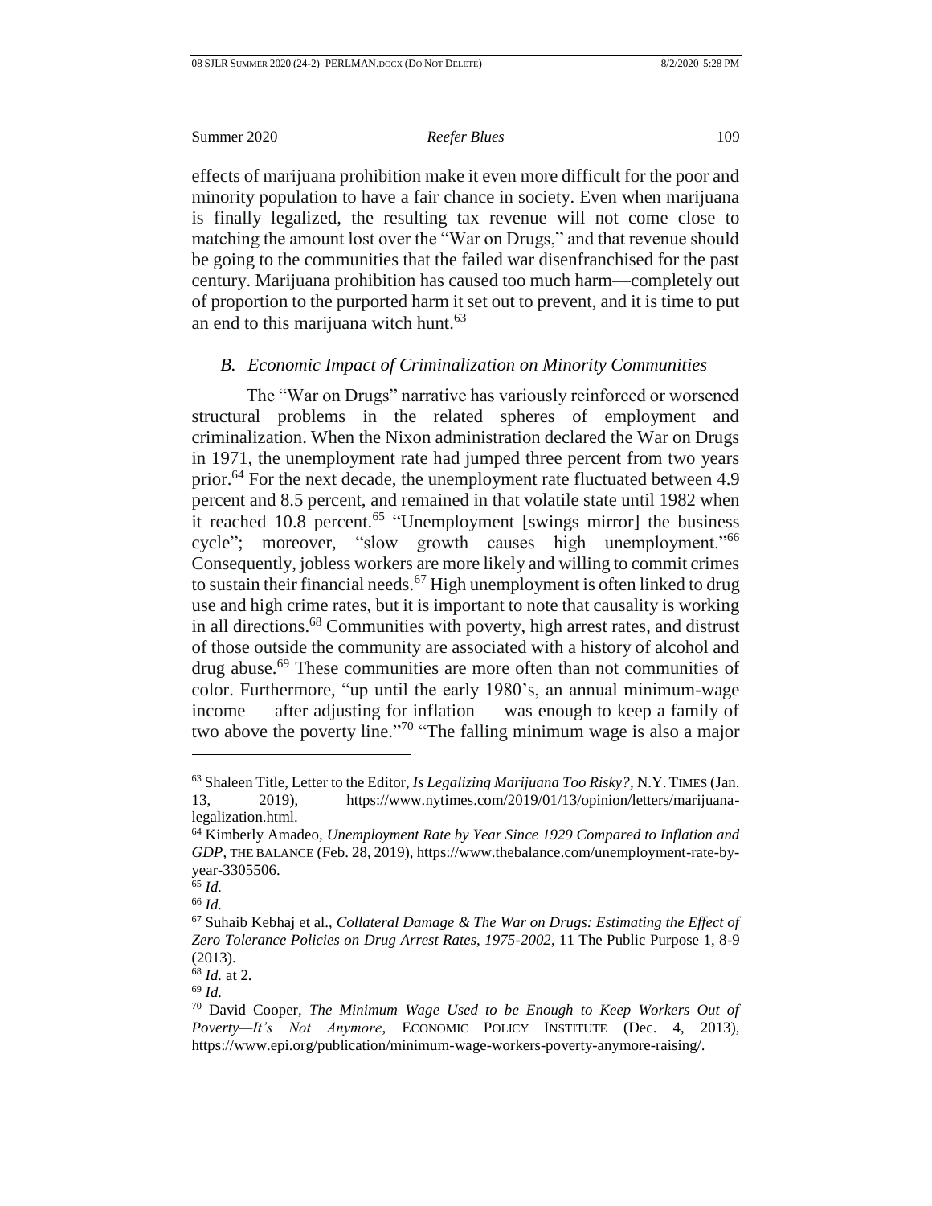effects of marijuana prohibition make it even more difficult for the poor and minority population to have a fair chance in society. Even when marijuana is finally legalized, the resulting tax revenue will not come close to matching the amount lost over the "War on Drugs," and that revenue should be going to the communities that the failed war disenfranchised for the past century. Marijuana prohibition has caused too much harm—completely out of proportion to the purported harm it set out to prevent, and it is time to put an end to this marijuana witch hunt.[63]

### *B. Economic Impact of Criminalization on Minority Communities*

The "War on Drugs" narrative has variously reinforced or worsened structural problems in the related spheres of employment and criminalization. When the Nixon administration declared the War on Drugs in 1971, the unemployment rate had jumped three percent from two years prior.[64] For the next decade, the unemployment rate fluctuated between 4.9 percent and 8.5 percent, and remained in that volatile state until 1982 when it reached 10.8 percent.[65] "Unemployment [swings mirror] the business cycle"; moreover, "slow growth causes high unemployment."[66] Consequently, jobless workers are more likely and willing to commit crimes to sustain their financial needs.[67] High unemployment is often linked to drug use and high crime rates, but it is important to note that causality is working in all directions.[68] Communities with poverty, high arrest rates, and distrust of those outside the community are associated with a history of alcohol and drug abuse.[69] These communities are more often than not communities of color. Furthermore, "up until the early 1980's, an annual minimum-wage income — after adjusting for inflation — was enough to keep a family of two above the poverty line."[70] "The falling minimum wage is also a major

---

[63] Shaleen Title, Letter to the Editor, *Is Legalizing Marijuana Too Risky?*, N.Y. TIMES (Jan. 13, 2019), https://www.nytimes.com/2019/01/13/opinion/letters/marijuana-legalization.html.

[64] Kimberly Amadeo, *Unemployment Rate by Year Since 1929 Compared to Inflation and GDP*, THE BALANCE (Feb. 28, 2019), https://www.thebalance.com/unemployment-rate-by-year-3305506.

[65] *Id.*

[66] *Id.*

[67] Suhaib Kebhaj et al., *Collateral Damage & The War on Drugs: Estimating the Effect of Zero Tolerance Policies on Drug Arrest Rates, 1975-2002*, 11 The Public Purpose 1, 8-9 (2013).

[68] *Id.* at 2.

[69] *Id.*

[70] David Cooper, *The Minimum Wage Used to be Enough to Keep Workers Out of Poverty—It's Not Anymore*, ECONOMIC POLICY INSTITUTE (Dec. 4, 2013), https://www.epi.org/publication/minimum-wage-workers-poverty-anymore-raising/.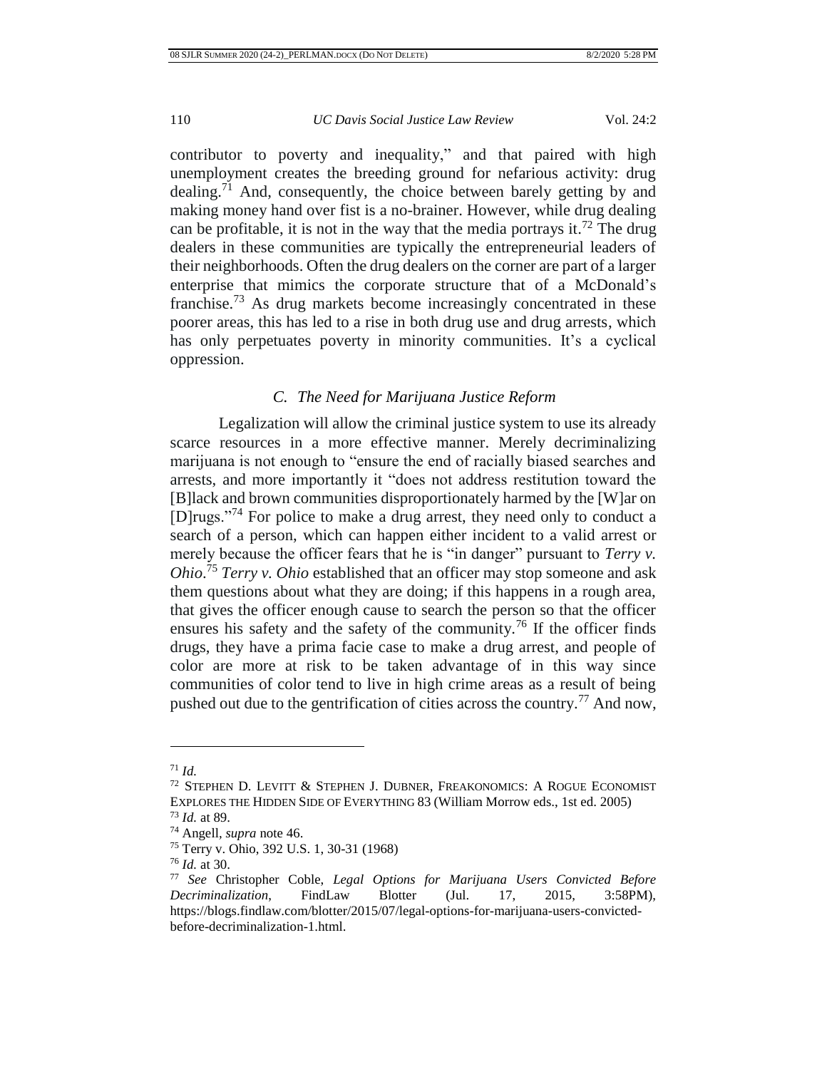contributor to poverty and inequality," and that paired with high unemployment creates the breeding ground for nefarious activity: drug dealing.[71] And, consequently, the choice between barely getting by and making money hand over fist is a no-brainer. However, while drug dealing can be profitable, it is not in the way that the media portrays it.[72] The drug dealers in these communities are typically the entrepreneurial leaders of their neighborhoods. Often the drug dealers on the corner are part of a larger enterprise that mimics the corporate structuring that of a McDonald's franchise.[73] As drug markets become increasingly concentrated in these poorer areas, this has led to a rise in both drug use and drug arrests, which has only perpetuates poverty in minority communities. It's a cyclical oppression.

### *C. The Need for Marijuana Justice Reform*

Legalization will allow the criminal justice system to use its already scarce resources in a more effective manner. Merely decriminalizing marijuana is not enough to "ensure the end of racially biased searches and arrests, and more importantly it "does not address restitution toward the [B]lack and brown communities disproportionately harmed by the [W]ar on [D]rugs."[74] For police to make a drug arrest, they need only to conduct a search of a person, which can happen either incident to a valid arrest or merely because the officer fears that he is "in danger" pursuant to *Terry v. Ohio*.[75] *Terry v. Ohio* established that an officer may stop someone and ask them questions about what they are doing; if this happens in a rough area, that gives the officer enough cause to search the person so that the officer ensures his safety and the safety of the community.[76] If the officer finds drugs, they have a prima facie case to make a drug arrest, and people of color are more at risk to be taken advantage of in this way since communities of color tend to live in high crime areas as a result of being pushed out due to the gentrification of cities across the country.[77] And now,

---

[71] *Id.*

[72] Stephen D. Levitt & Stephen J. Dubner, Freakonomics: A Rogue Economist Explores the Hidden Side of Everything 83 (William Morrow eds., 1st ed. 2005)

[73] *Id.* at 89.

[74] Angell, *supra* note 46.

[75] Terry v. Ohio, 392 U.S. 1, 30-31 (1968)

[76] *Id.* at 30.

[77] *See* Christopher Coble, *Legal Options for Marijuana Users Convicted Before Decriminalization*, FindLaw Blotter (Jul. 17, 2015, 3:58PM), https://blogs.findlaw.com/blotter/2015/07/legal-options-for-marijuana-users-convicted-before-decriminalization-1.html.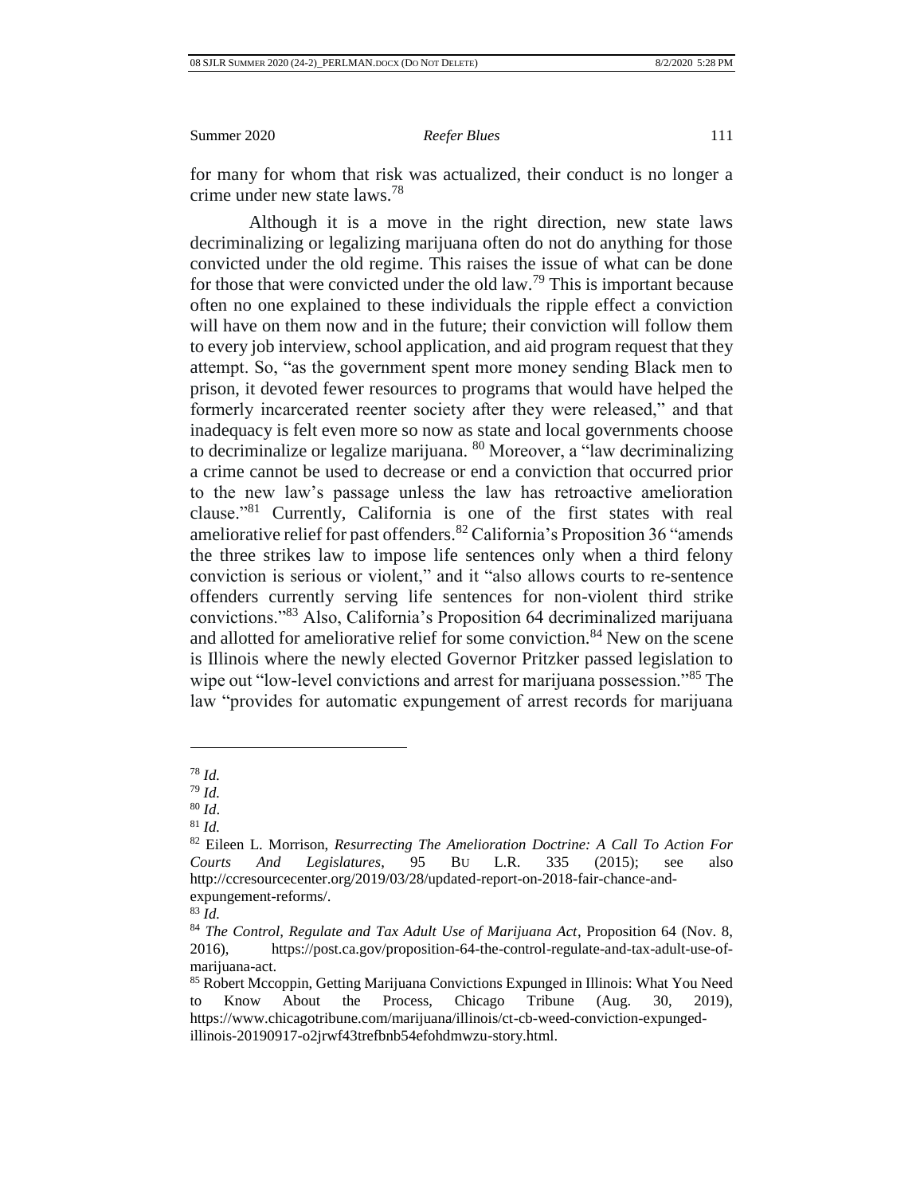for many for whom that risk was actualized, their conduct is no longer a crime under new state laws.[78]

Although it is a move in the right direction, new state laws decriminalizing or legalizing marijuana often do not do anything for those convicted under the old regime. This raises the issue of what can be done for those that were convicted under the old law.[79] This is important because often no one explained to these individuals the ripple effect a conviction will have on them now and in the future; their conviction will follow them to every job interview, school application, and aid program request that they attempt. So, "as the government spent more money sending Black men to prison, it devoted fewer resources to programs that would have helped the formerly incarcerated reenter society after they were released," and that inadequacy is felt even more so now as state and local governments choose to decriminalize or legalize marijuana. [80] Moreover, a "law decriminalizing a crime cannot be used to decrease or end a conviction that occurred prior to the new law's passage unless the law has retroactive amelioration clause."[81] Currently, California is one of the first states with real ameliorative relief for past offenders.[82] California's Proposition 36 "amends the three strikes law to impose life sentences only when a third felony conviction is serious or violent," and it "also allows courts to re-sentence offenders currently serving life sentences for non-violent third strike convictions."[83] Also, California's Proposition 64 decriminalized marijuana and allotted for ameliorative relief for some conviction.[84] New on the scene is Illinois where the newly elected Governor Pritzker passed legislation to wipe out "low-level convictions and arrest for marijuana possession."[85] The law "provides for automatic expungement of arrest records for marijuana

---

[78] *Id.*

[79] *Id.*

[80] *Id*.

[81] *Id.*

[82] Eileen L. Morrison, *Resurrecting The Amelioration Doctrine: A Call To Action For Courts And Legislatures*, 95 BU L.R. 335 (2015); see also http://ccresourcecenter.org/2019/03/28/updated-report-on-2018-fair-chance-and-expungement-reforms/.

[83] *Id.*

[84] *The Control, Regulate and Tax Adult Use of Marijuana Act*, Proposition 64 (Nov. 8, 2016), https://post.ca.gov/proposition-64-the-control-regulate-and-tax-adult-use-of-marijuana-act.

[85] Robert Mccoppin, Getting Marijuana Convictions Expunged in Illinois: What You Need to Know About the Process, Chicago Tribune (Aug. 30, 2019), https://www.chicagotribune.com/marijuana/illinois/ct-cb-weed-conviction-expunged-illinois-20190917-o2jrwf43trefbnb54efohdmwzu-story.html.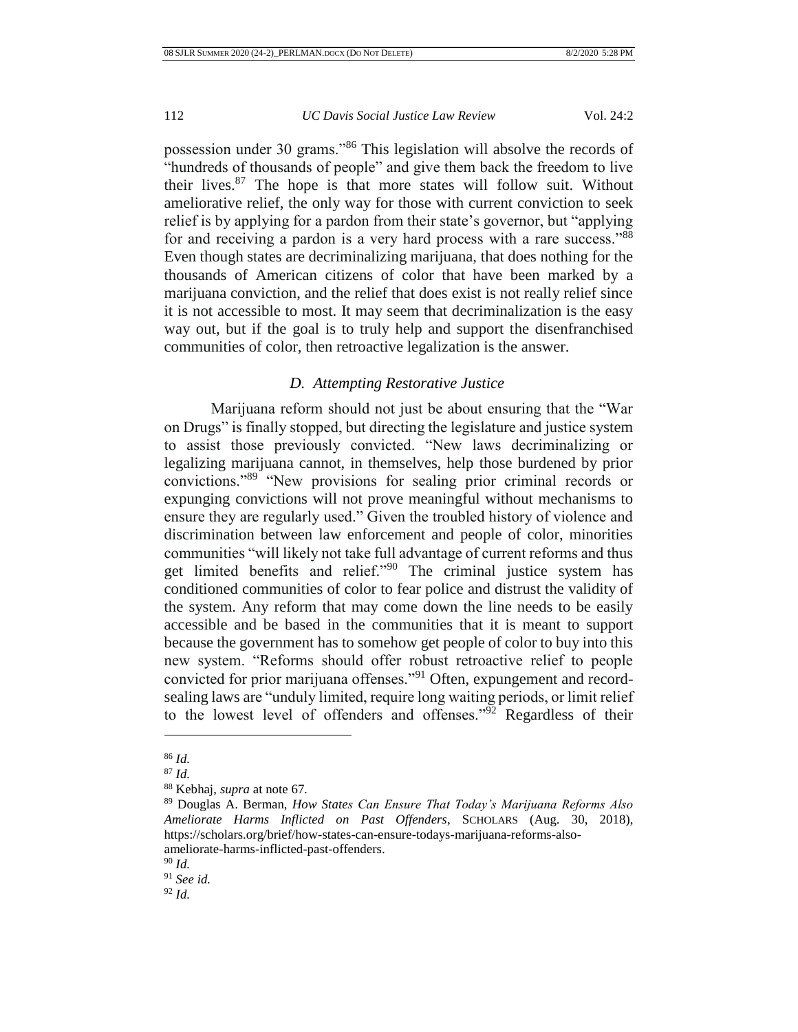possession under 30 grams."[86] This legislation will absolve the records of "hundreds of thousands of people" and give them back the freedom to live their lives.[87] The hope is that more states will follow suit. Without ameliorative relief, the only way for those with current conviction to seek relief is by applying for a pardon from their state's governor, but "applying for and receiving a pardon is a very hard process with a rare success."[88] Even though states are decriminalizing marijuana, that does nothing for the thousands of American citizens of color that have been marked by a marijuana conviction, and the relief that does exist is not really relief since it is not accessible to most. It may seem that decriminalization is the easy way out, but if the goal is to truly help and support the disenfranchised communities of color, then retroactive legalization is the answer.

### *D. Attempting Restorative Justice*

Marijuana reform should not just be about ensuring that the "War on Drugs" is finally stopped, but directing the legislature and justice system to assist those previously convicted. "New laws decriminalizing or legalizing marijuana cannot, in themselves, help those burdened by prior convictions."[89] "New provisions for sealing prior criminal records or expunging convictions will not prove meaningful without mechanisms to ensure they are regularly used." Given the troubled history of violence and discrimination between law enforcement and people of color, minorities communities "will likely not take full advantage of current reforms and thus get limited benefits and relief."[90] The criminal justice system has conditioned communities of color to fear police and distrust the validity of the system. Any reform that may come down the line needs to be easily accessible and be based in the communities that it is meant to support because the government has to somehow get people of color to buy into this new system. "Reforms should offer robust retroactive relief to people convicted for prior marijuana offenses."[91] Often, expungement and record-sealing laws are "unduly limited, require long waiting periods, or limit relief to the lowest level of offenders and offenses."[92] Regardless of their

---

[86] *Id.*

[87] *Id.*

[88] Kebhaj, *supra* at note 67.

[89] Douglas A. Berman, *How States Can Ensure That Today's Marijuana Reforms Also Ameliorate Harms Inflicted on Past Offenders*, SCHOLARS (Aug. 30, 2018), https://scholars.org/brief/how-states-can-ensure-todays-marijuana-reforms-also-ameliorate-harms-inflicted-past-offenders.

[90] *Id.*

[91] *See id.*

[92] *Id.*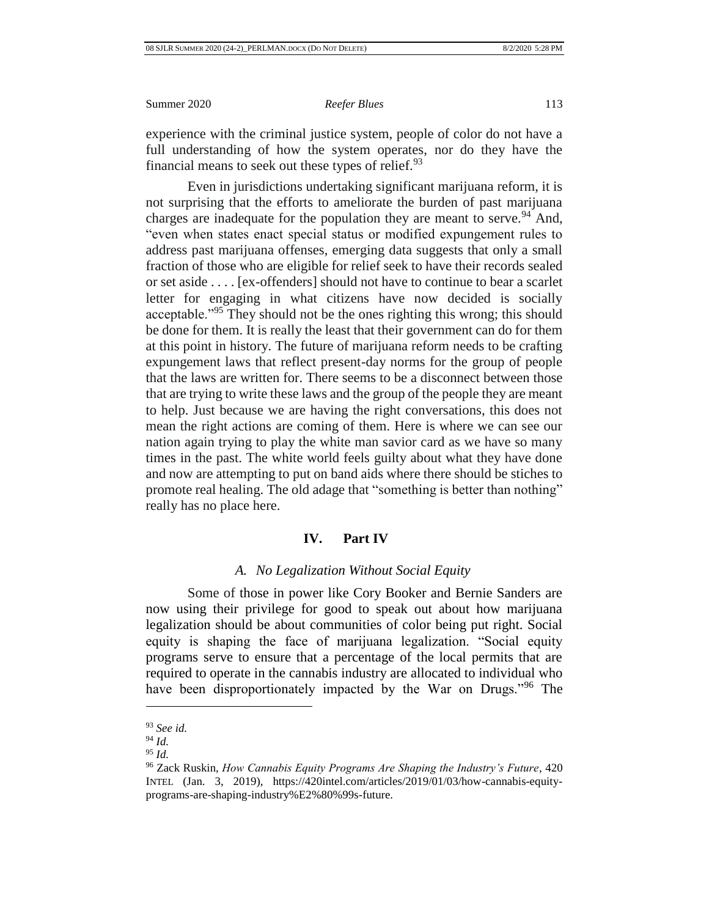experience with the criminal justice system, people of color do not have a full understanding of how the system operates, nor do they have the financial means to seek out these types of relief.[93]

Even in jurisdictions undertaking significant marijuana reform, it is not surprising that the efforts to ameliorate the burden of past marijuana charges are inadequate for the population they are meant to serve.[94] And, "even when states enact special status or modified expungement rules to address past marijuana offenses, emerging data suggests that only a small fraction of those who are eligible for relief seek to have their records sealed or set aside . . . . [ex-offenders] should not have to continue to bear a scarlet letter for engaging in what citizens have now decided is socially acceptable."[95] They should not be the ones righting this wrong; this should be done for them. It is really the least that their government can do for them at this point in history. The future of marijuana reform needs to be crafting expungement laws that reflect present-day norms for the group of people that the laws are written for. There seems to be a disconnect between those that are trying to write these laws and the group of the people they are meant to help. Just because we are having the right conversations, this does not mean the right actions are coming of them. Here is where we can see our nation again trying to play the white man savior card as we have so many times in the past. The white world feels guilty about what they have done and now are attempting to put on band aids where there should be stiches to promote real healing. The old adage that "something is better than nothing" really has no place here.

## IV. Part IV

### *A. No Legalization Without Social Equity*

Some of those in power like Cory Booker and Bernie Sanders are now using their privilege for good to speak out about how marijuana legalization should be about communities of color being put right. Social equity is shaping the face of marijuana legalization. "Social equity programs serve to ensure that a percentage of the local permits that are required to operate in the cannabis industry are allocated to individual who have been disproportionately impacted by the War on Drugs."[96] The

---

[93] *See id.*

[94] *Id.*

[95] *Id.*

[96] Zack Ruskin, *How Cannabis Equity Programs Are Shaping the Industry's Future*, 420 INTEL (Jan. 3, 2019), https://420intel.com/articles/2019/01/03/how-cannabis-equity-programs-are-shaping-industry%E2%80%99s-future.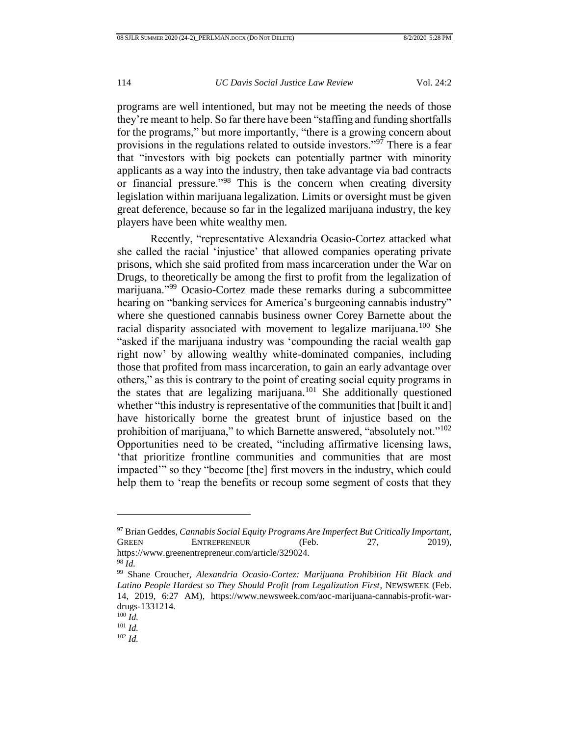programs are well intentioned, but may not be meeting the needs of those they're meant to help. So far there have been "staffing and funding shortfalls for the programs," but more importantly, "there is a growing concern about provisions in the regulations related to outside investors."[97] There is a fear that "investors with big pockets can potentially partner with minority applicants as a way into the industry, then take advantage via bad contracts or financial pressure."[98] This is the concern when creating diversity legislation within marijuana legalization. Limits or oversight must be given great deference, because so far in the legalized marijuana industry, the key players have been white wealthy men.

Recently, "representative Alexandria Ocasio-Cortez attacked what she called the racial 'injustice' that allowed companies operating private prisons, which she said profited from mass incarceration under the War on Drugs, to theoretically be among the first to profit from the legalization of marijuana."[99] Ocasio-Cortez made these remarks during a subcommittee hearing on "banking services for America's burgeoning cannabis industry" where she questioned cannabis business owner Corey Barnette about the racial disparity associated with movement to legalize marijuana.[100] She "asked if the marijuana industry was 'compounding the racial wealth gap right now' by allowing wealthy white-dominated companies, including those that profited from mass incarceration, to gain an early advantage over others," as this is contrary to the point of creating social equity programs in the states that are legalizing marijuana.[101] She additionally questioned whether "this industry is representative of the communities that [built it and] have historically borne the greatest brunt of injustice based on the prohibition of marijuana," to which Barnette answered, "absolutely not."[102] Opportunities need to be created, "including affirmative licensing laws, 'that prioritize frontline communities and communities that are most impacted'" so they "become [the] first movers in the industry, which could help them to 'reap the benefits or recoup some segment of costs that they

---

[97] Brian Geddes, *Cannabis Social Equity Programs Are Imperfect But Critically Important*, GREEN ENTREPRENEUR (Feb. 27, 2019), https://www.greenentrepreneur.com/article/329024.

[98] *Id.*

[99] Shane Croucher, *Alexandria Ocasio-Cortez: Marijuana Prohibition Hit Black and Latino People Hardest so They Should Profit from Legalization First*, NEWSWEEK (Feb. 14, 2019, 6:27 AM), https://www.newsweek.com/aoc-marijuana-cannabis-profit-war-drugs-1331214.

[100] *Id.*

[101] *Id.*

[102] *Id.*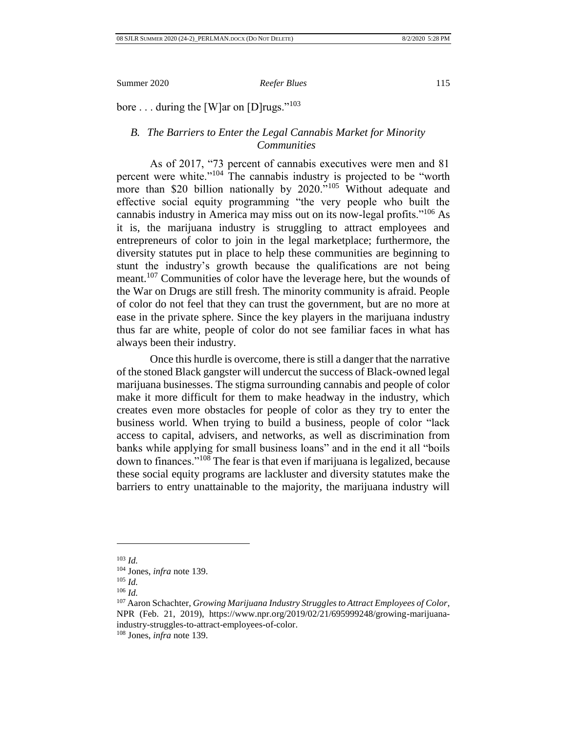bore . . . during the [W]ar on [D]rugs."[103]

### *B. The Barriers to Enter the Legal Cannabis Market for Minority Communities*

As of 2017, "73 percent of cannabis executives were men and 81 percent were white."[104] The cannabis industry is projected to be "worth more than $20 billion nationally by 2020."[105] Without adequate and effective social equity programming "the very people who built the cannabis industry in America may miss out on its now-legal profits."[106] As it is, the marijuana industry is struggling to attract employees and entrepreneurs of color to join in the legal marketplace; furthermore, the diversity statutes put in place to help these communities are beginning to stunt the industry's growth because the qualifications are not being meant.[107] Communities of color have the leverage here, but the wounds of the War on Drugs are still fresh. The minority community is afraid. People of color do not feel that they can trust the government, but are no more at ease in the private sphere. Since the key players in the marijuana industry thus far are white, people of color do not see familiar faces in what has always been their industry.

Once this hurdle is overcome, there is still a danger that the narrative of the stoned Black gangster will undercut the success of Black-owned legal marijuana businesses. The stigma surrounding cannabis and people of color make it more difficult for them to make headway in the industry, which creates even more obstacles for people of color as they try to enter the business world. When trying to build a business, people of color "lack access to capital, advisers, and networks, as well as discrimination from banks while applying for small business loans" and in the end it all "boils down to finances."[108] The fear is that even if marijuana is legalized, because these social equity programs are lackluster and diversity statutes make the barriers to entry unattainable to the majority, the marijuana industry will

---

[103] *Id.*

[104] Jones, *infra* note 139.

[105] *Id.*

[106] *Id.*

[107] Aaron Schachter, *Growing Marijuana Industry Struggles to Attract Employees of Color*, NPR (Feb. 21, 2019), https://www.npr.org/2019/02/21/695999248/growing-marijuana-industry-struggles-to-attract-employees-of-color.

[108] Jones, *infra* note 139.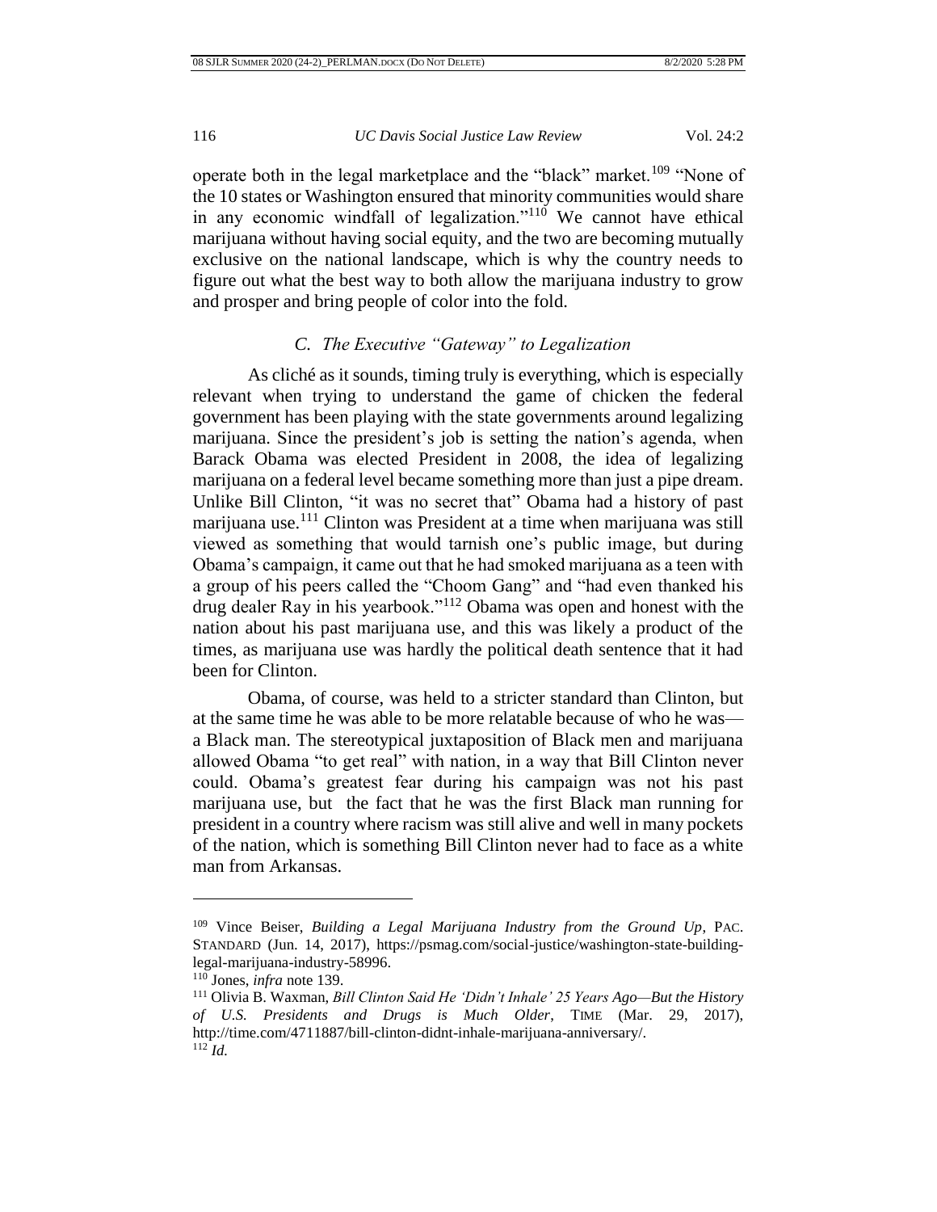operate both in the legal marketplace and the "black" market.[109] "None of the 10 states or Washington ensured that minority communities would share in any economic windfall of legalization."[110] We cannot have ethical marijuana without having social equity, and the two are becoming mutually exclusive on the national landscape, which is why the country needs to figure out what the best way to both allow the marijuana industry to grow and prosper and bring people of color into the fold.

### *C. The Executive "Gateway" to Legalization*

As cliché as it sounds, timing truly is everything, which is especially relevant when trying to understand the game of chicken the federal government has been playing with the state governments around legalizing marijuana. Since the president's job is setting the nation's agenda, when Barack Obama was elected President in 2008, the idea of legalizing marijuana on a federal level became something more than just a pipe dream. Unlike Bill Clinton, "it was no secret that" Obama had a history of past marijuana use.[111] Clinton was President at a time when marijuana was still viewed as something that would tarnish one's public image, but during Obama's campaign, it came out that he had smoked marijuana as a teen with a group of his peers called the "Choom Gang" and "had even thanked his drug dealer Ray in his yearbook."[112] Obama was open and honest with the nation about his past marijuana use, and this was likely a product of the times, as marijuana use was hardly the political death sentence that it had been for Clinton.

Obama, of course, was held to a stricter standard than Clinton, but at the same time he was able to be more relatable because of who he was—a Black man. The stereotypical juxtaposition of Black men and marijuana allowed Obama "to get real" with nation, in a way that Bill Clinton never could. Obama's greatest fear during his campaign was not his past marijuana use, but the fact that he was the first Black man running for president in a country where racism was still alive and well in many pockets of the nation, which is something Bill Clinton never had to face as a white man from Arkansas.

---

[109] Vince Beiser, *Building a Legal Marijuana Industry from the Ground Up*, PAC. STANDARD (Jun. 14, 2017), https://psmag.com/social-justice/washington-state-building-legal-marijuana-industry-58996.

[110] Jones, *infra* note 139.

[111] Olivia B. Waxman, *Bill Clinton Said He 'Didn't Inhale' 25 Years Ago—But the History of U.S. Presidents and Drugs is Much Older*, TIME (Mar. 29, 2017), http://time.com/4711887/bill-clinton-didnt-inhale-marijuana-anniversary/.

[112] *Id.*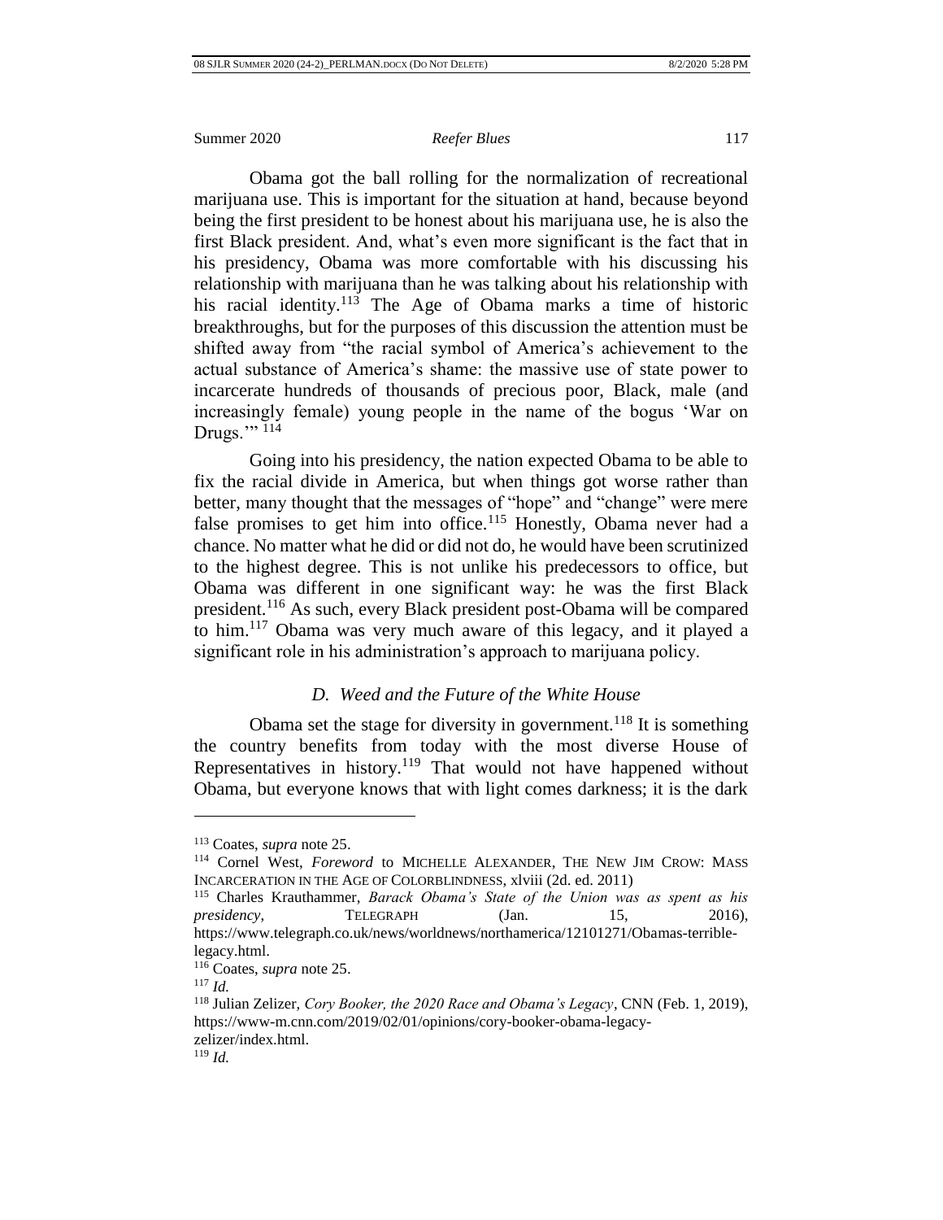Obama got the ball rolling for the normalization of recreational marijuana use. This is important for the situation at hand, because beyond being the first president to be honest about his marijuana use, he is also the first Black president. And, what's even more significant is the fact that in his presidency, Obama was more comfortable with his discussing his relationship with marijuana than he was talking about his relationship with his racial identity.[113] The Age of Obama marks a time of historic breakthroughs, but for the purposes of this discussion the attention must be shifted away from "the racial symbol of America's achievement to the actual substance of America's shame: the massive use of state power to incarcerate hundreds of thousands of precious poor, Black, male (and increasingly female) young people in the name of the bogus 'War on Drugs.'"[114]

Going into his presidency, the nation expected Obama to be able to fix the racial divide in America, but when things got worse rather than better, many thought that the messages of "hope" and "change" were mere false promises to get him into office.[115] Honestly, Obama never had a chance. No matter what he did or did not do, he would have been scrutinized to the highest degree. This is not unlike his predecessors to office, but Obama was different in one significant way: he was the first Black president.[116] As such, every Black president post-Obama will be compared to him.[117] Obama was very much aware of this legacy, and it played a significant role in his administration's approach to marijuana policy.

### *D. Weed and the Future of the White House*

Obama set the stage for diversity in government.[118] It is something the country benefits from today with the most diverse House of Representatives in history.[119] That would not have happened without Obama, but everyone knows that with light comes darkness; it is the dark

---

[113] Coates, *supra* note 25.

[114] Cornel West, *Foreword* to MICHELLE ALEXANDER, THE NEW JIM CROW: MASS INCARCERATION IN THE AGE OF COLORBLINDNESS, xlviii (2d. ed. 2011)

[115] Charles Krauthammer, *Barack Obama's State of the Union was as spent as his presidency*, TELEGRAPH (Jan. 15, 2016), https://www.telegraph.co.uk/news/worldnews/northamerica/12101271/Obamas-terrible-legacy.html.

[116] Coates, *supra* note 25.

[117] *Id.*

[118] Julian Zelizer, *Cory Booker, the 2020 Race and Obama's Legacy*, CNN (Feb. 1, 2019), https://www-m.cnn.com/2019/02/01/opinions/cory-booker-obama-legacy-zelizer/index.html.

[119] *Id.*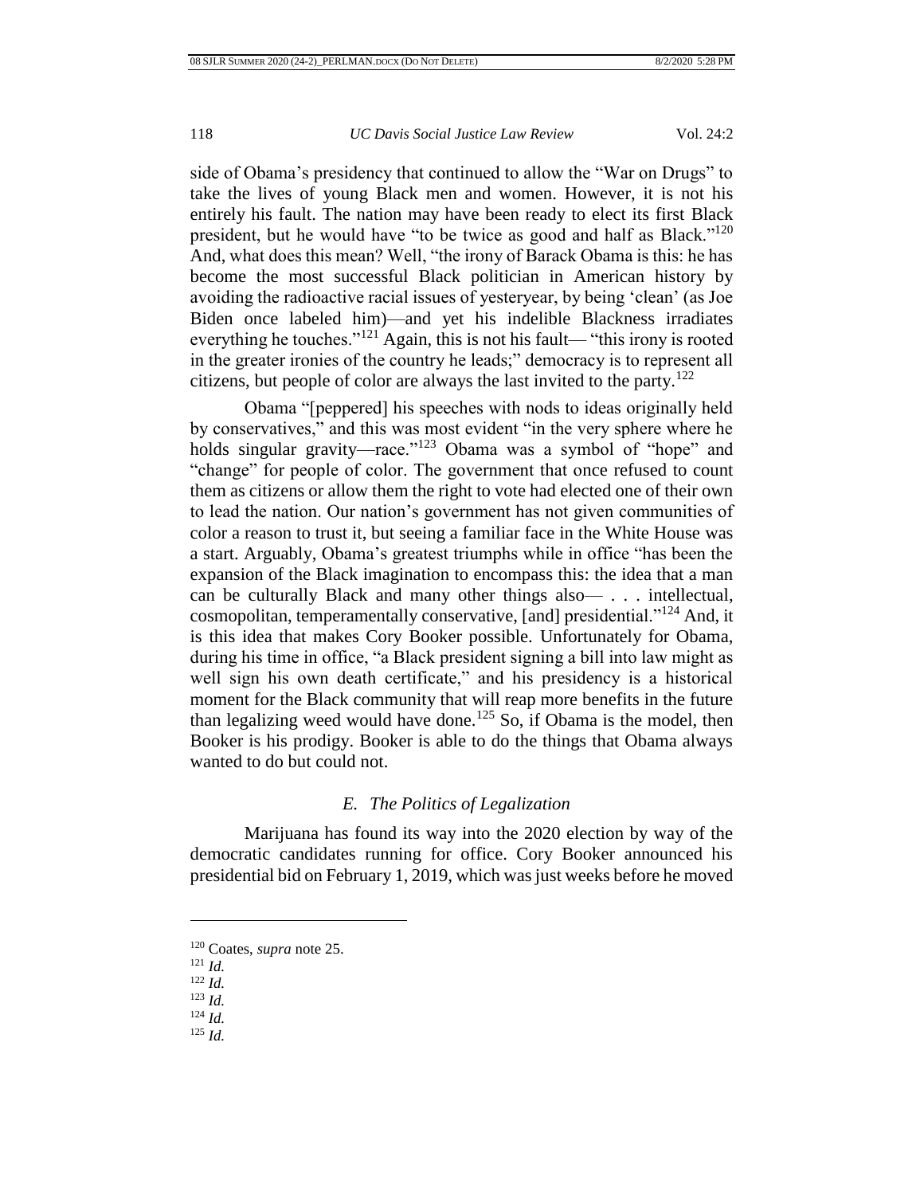side of Obama's presidency that continued to allow the "War on Drugs" to take the lives of young Black men and women. However, it is not his entirely his fault. The nation may have been ready to elect its first Black president, but he would have "to be twice as good and half as Black."[120] And, what does this mean? Well, "the irony of Barack Obama is this: he has become the most successful Black politician in American history by avoiding the radioactive racial issues of yesteryear, by being 'clean' (as Joe Biden once labeled him)—and yet his indelible Blackness irradiates everything he touches."[121] Again, this is not his fault— "this irony is rooted in the greater ironies of the country he leads;" democracy is to represent all citizens, but people of color are always the last invited to the party.[122]

Obama "[peppered] his speeches with nods to ideas originally held by conservatives," and this was most evident "in the very sphere where he holds singular gravity—race."[123] Obama was a symbol of "hope" and "change" for people of color. The government that once refused to count them as citizens or allow them the right to vote had elected one of their own to lead the nation. Our nation's government has not given communities of color a reason to trust it, but seeing a familiar face in the White House was a start. Arguably, Obama's greatest triumphs while in office "has been the expansion of the Black imagination to encompass this: the idea that a man can be culturally Black and many other things also— . . . intellectual, cosmopolitan, temperamentally conservative, [and] presidential."[124] And, it is this idea that makes Cory Booker possible. Unfortunately for Obama, during his time in office, "a Black president signing a bill into law might as well sign his own death certificate," and his presidency is a historical moment for the Black community that will reap more benefits in the future than legalizing weed would have done.[125] So, if Obama is the model, then Booker is his prodigy. Booker is able to do the things that Obama always wanted to do but could not.

### *E. The Politics of Legalization*

Marijuana has found its way into the 2020 election by way of the democratic candidates running for office. Cory Booker announced his presidential bid on February 1, 2019, which was just weeks before he moved

---

[120] Coates, *supra* note 25.

[121] *Id.*

[122] *Id.*

[123] *Id.*

[124] *Id.*

[125] *Id.*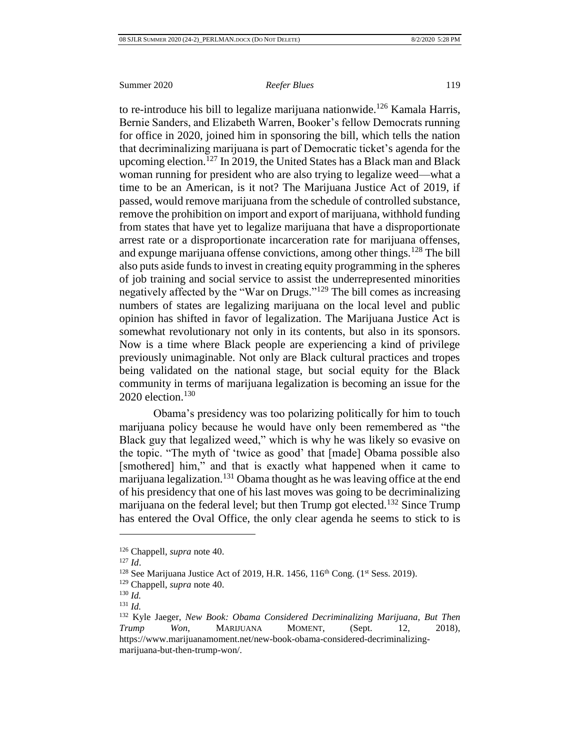to re-introduce his bill to legalize marijuana nationwide.[126] Kamala Harris, Bernie Sanders, and Elizabeth Warren, Booker's fellow Democrats running for office in 2020, joined him in sponsoring the bill, which tells the nation that decriminalizing marijuana is part of Democratic ticket's agenda for the upcoming election.[127] In 2019, the United States has a Black man and Black woman running for president who are also trying to legalize weed—what a time to be an American, is it not? The Marijuana Justice Act of 2019, if passed, would remove marijuana from the schedule of controlled substance, remove the prohibition on import and export of marijuana, withhold funding from states that have yet to legalize marijuana that have a disproportionate arrest rate or a disproportionate incarceration rate for marijuana offenses, and expunge marijuana offense convictions, among other things.[128] The bill also puts aside funds to invest in creating equity programming in the spheres of job training and social service to assist the underrepresented minorities negatively affected by the "War on Drugs."[129] The bill comes as increasing numbers of states are legalizing marijuana on the local level and public opinion has shifted in favor of legalization. The Marijuana Justice Act is somewhat revolutionary not only in its contents, but also in its sponsors. Now is a time where Black people are experiencing a kind of privilege previously unimaginable. Not only are Black cultural practices and tropes being validated on the national stage, but social equity for the Black community in terms of marijuana legalization is becoming an issue for the 2020 election.[130]

Obama's presidency was too polarizing politically for him to touch marijuana policy because he would have only been remembered as "the Black guy that legalized weed," which is why he was likely so evasive on the topic. "The myth of 'twice as good' that [made] Obama possible also [smothered] him," and that is exactly what happened when it came to marijuana legalization.[131] Obama thought as he was leaving office at the end of his presidency that one of his last moves was going to be decriminalizing marijuana on the federal level; but then Trump got elected.[132] Since Trump has entered the Oval Office, the only clear agenda he seems to stick to is

---

[126] Chappell, *supra* note 40.

[127] *Id*.

[128] See Marijuana Justice Act of 2019, H.R. 1456, 116th Cong. (1st Sess. 2019).

[129] Chappell, *supra* note 40.

[130] *Id.*

[131] *Id.*

[132] Kyle Jaeger, *New Book: Obama Considered Decriminalizing Marijuana, But Then Trump Won*, MARIJUANA MOMENT, (Sept. 12, 2018), https://www.marijuanamoment.net/new-book-obama-considered-decriminalizing-marijuana-but-then-trump-won/.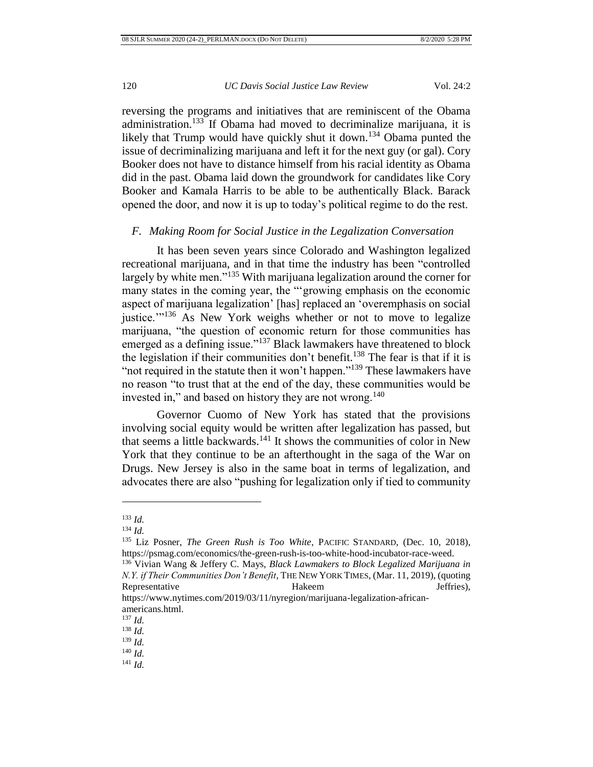reversing the programs and initiatives that are reminiscent of the Obama administration.[133] If Obama had moved to decriminalize marijuana, it is likely that Trump would have quickly shut it down.[134] Obama punted the issue of decriminalizing marijuana and left it for the next guy (or gal). Cory Booker does not have to distance himself from his racial identity as Obama did in the past. Obama laid down the groundwork for candidates like Cory Booker and Kamala Harris to be able to be authentically Black. Barack opened the door, and now it is up to today's political regime to do the rest.

### *F. Making Room for Social Justice in the Legalization Conversation*

It has been seven years since Colorado and Washington legalized recreational marijuana, and in that time the industry has been "controlled largely by white men."[135] With marijuana legalization around the corner for many states in the coming year, the "'growing emphasis on the economic aspect of marijuana legalization' [has] replaced an 'overemphasis on social justice.'"[136] As New York weighs whether or not to move to legalize marijuana, "the question of economic return for those communities has emerged as a defining issue."[137] Black lawmakers have threatened to block the legislation if their communities don't benefit.[138] The fear is that if it is "not required in the statute then it won't happen."[139] These lawmakers have no reason "to trust that at the end of the day, these communities would be invested in," and based on history they are not wrong.[140]

Governor Cuomo of New York has stated that the provisions involving social equity would be written after legalization has passed, but that seems a little backwards.[141] It shows the communities of color in New York that they continue to be an afterthought in the saga of the War on Drugs. New Jersey is also in the same boat in terms of legalization, and advocates there are also "pushing for legalization only if tied to community

---

[133] *Id.*

[134] *Id.*

[135] Liz Posner, *The Green Rush is Too White*, PACIFIC STANDARD, (Dec. 10, 2018), https://psmag.com/economics/the-green-rush-is-too-white-hood-incubator-race-weed.

[136] Vivian Wang & Jeffery C. Mays, *Black Lawmakers to Block Legalized Marijuana in N.Y. if Their Communities Don't Benefit*, THE NEW YORK TIMES, (Mar. 11, 2019), (quoting Representative Hakeem Jeffries), https://www.nytimes.com/2019/03/11/nyregion/marijuana-legalization-african-americans.html.

[137] *Id.*

[138] *Id.*

[139] *Id.*

[140] *Id.*

[141] *Id.*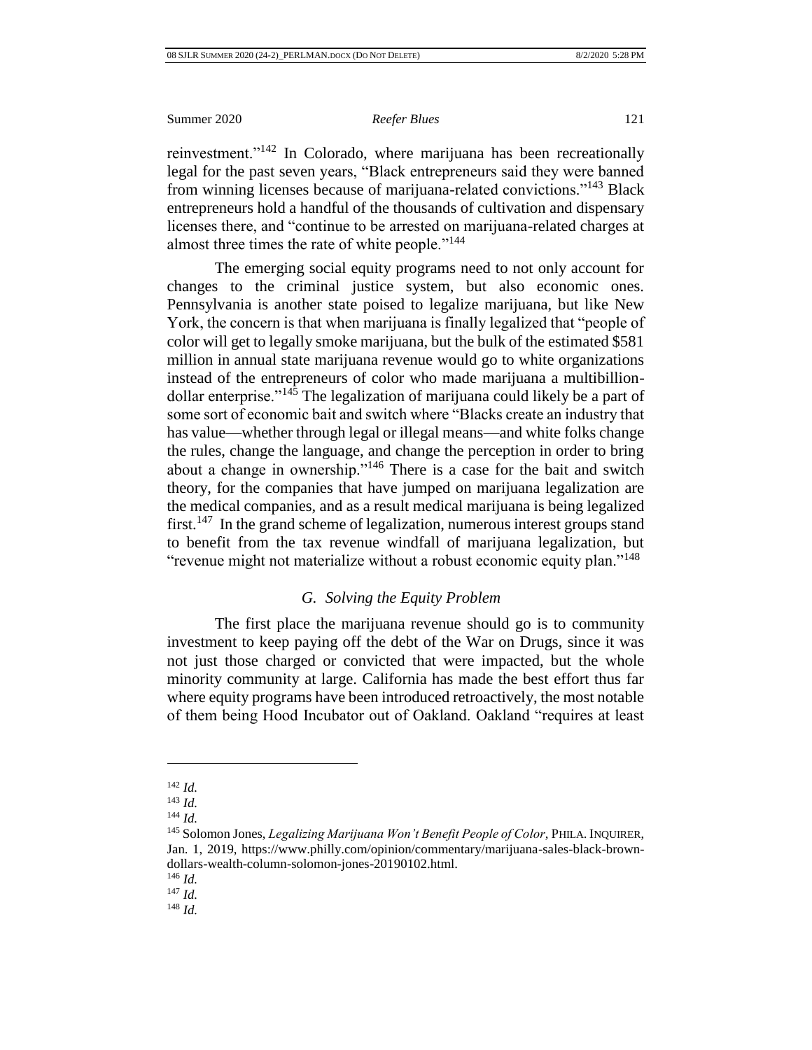reinvestment."[142] In Colorado, where marijuana has been recreationally legal for the past seven years, "Black entrepreneurs said they were banned from winning licenses because of marijuana-related convictions."[143] Black entrepreneurs hold a handful of the thousands of cultivation and dispensary licenses there, and "continue to be arrested on marijuana-related charges at almost three times the rate of white people."[144]

The emerging social equity programs need to not only account for changes to the criminal justice system, but also economic ones. Pennsylvania is another state poised to legalize marijuana, but like New York, the concern is that when marijuana is finally legalized that "people of color will get to legally smoke marijuana, but the bulk of the estimated $581 million in annual state marijuana revenue would go to white organizations instead of the entrepreneurs of color who made marijuana a multibillion-dollar enterprise."[145] The legalization of marijuana could likely be a part of some sort of economic bait and switch where "Blacks create an industry that has value—whether through legal or illegal means—and white folks change the rules, change the language, and change the perception in order to bring about a change in ownership."[146] There is a case for the bait and switch theory, for the companies that have jumped on marijuana legalization are the medical companies, and as a result medical marijuana is being legalized first.[147] In the grand scheme of legalization, numerous interest groups stand to benefit from the tax revenue windfall of marijuana legalization, but "revenue might not materialize without a robust economic equity plan."[148]

### *G. Solving the Equity Problem*

The first place the marijuana revenue should go is to community investment to keep paying off the debt of the War on Drugs, since it was not just those charged or convicted that were impacted, but the whole minority community at large. California has made the best effort thus far where equity programs have been introduced retroactively, the most notable of them being Hood Incubator out of Oakland. Oakland "requires at least

---

[142] *Id.*

[143] *Id.*

[144] *Id.*

[145] Solomon Jones, *Legalizing Marijuana Won't Benefit People of Color*, PHILA. INQUIRER, Jan. 1, 2019, https://www.philly.com/opinion/commentary/marijuana-sales-black-brown-dollars-wealth-column-solomon-jones-20190102.html.

[146] *Id.*

[147] *Id.*

[148] *Id.*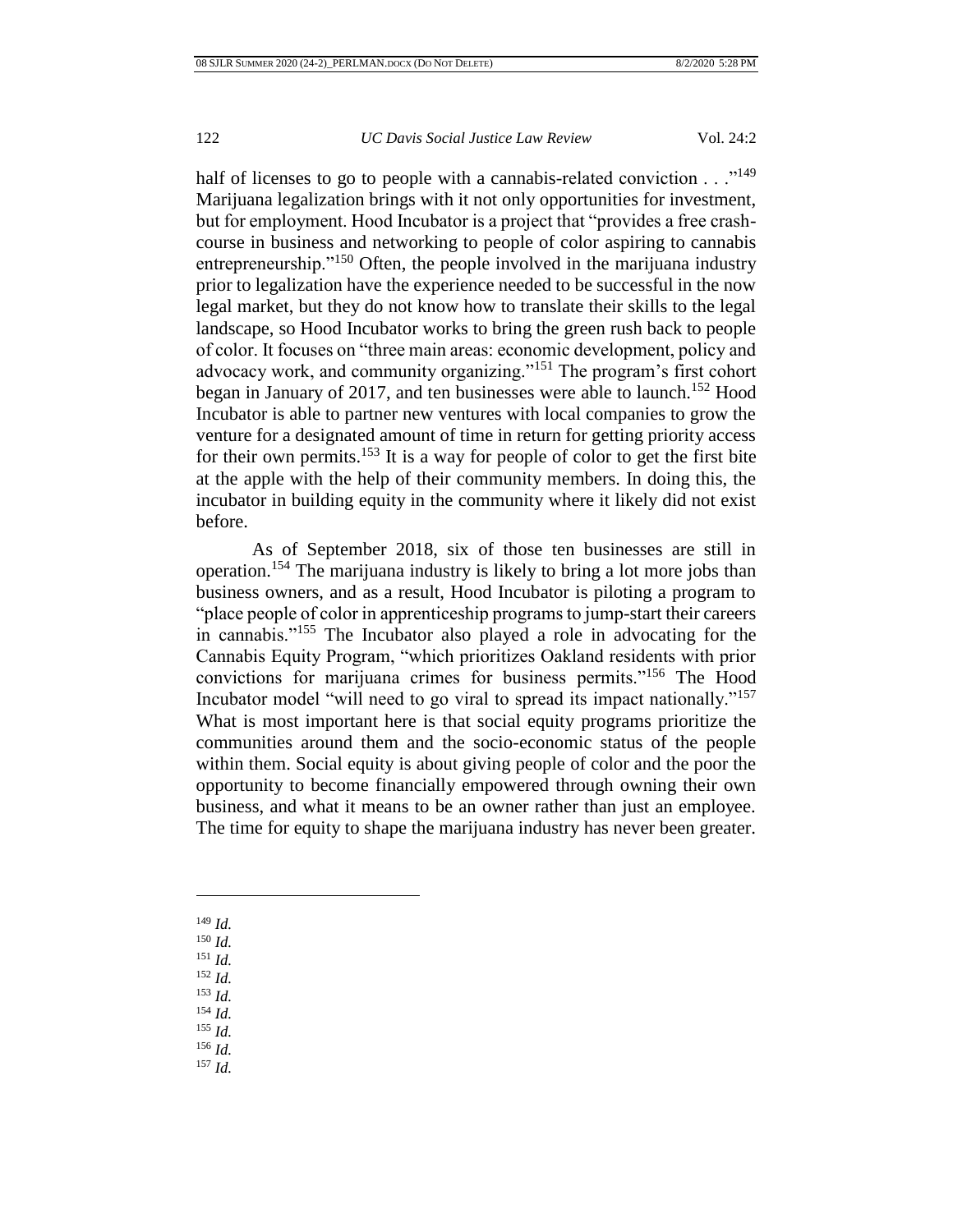half of licenses to go to people with a cannabis-related conviction . . ."[149] Marijuana legalization brings with it not only opportunities for investment, but for employment. Hood Incubator is a project that "provides a free crash-course in business and networking to people of color aspiring to cannabis entrepreneurship."[150] Often, the people involved in the marijuana industry prior to legalization have the experience needed to be successful in the now legal market, but they do not know how to translate their skills to the legal landscape, so Hood Incubator works to bring the green rush back to people of color. It focuses on "three main areas: economic development, policy and advocacy work, and community organizing."[151] The program's first cohort began in January of 2017, and ten businesses were able to launch.[152] Hood Incubator is able to partner new ventures with local companies to grow the venture for a designated amount of time in return for getting priority access for their own permits.[153] It is a way for people of color to get the first bite at the apple with the help of their community members. In doing this, the incubator in building equity in the community where it likely did not exist before.

As of September 2018, six of those ten businesses are still in operation.[154] The marijuana industry is likely to bring a lot more jobs than business owners, and as a result, Hood Incubator is piloting a program to "place people of color in apprenticeship programs to jump-start their careers in cannabis."[155] The Incubator also played a role in advocating for the Cannabis Equity Program, "which prioritizes Oakland residents with prior convictions for marijuana crimes for business permits."[156] The Hood Incubator model "will need to go viral to spread its impact nationally."[157] What is most important here is that social equity programs prioritize the communities around them and the socio-economic status of the people within them. Social equity is about giving people of color and the poor the opportunity to become financially empowered through owning their own business, and what it means to be an owner rather than just an employee. The time for equity to shape the marijuana industry has never been greater.

---

[149] *Id.*
[150] *Id.*
[151] *Id.*
[152] *Id.*
[153] *Id.*
[154] *Id.*
[155] *Id.*
[156] *Id.*
[157] *Id.*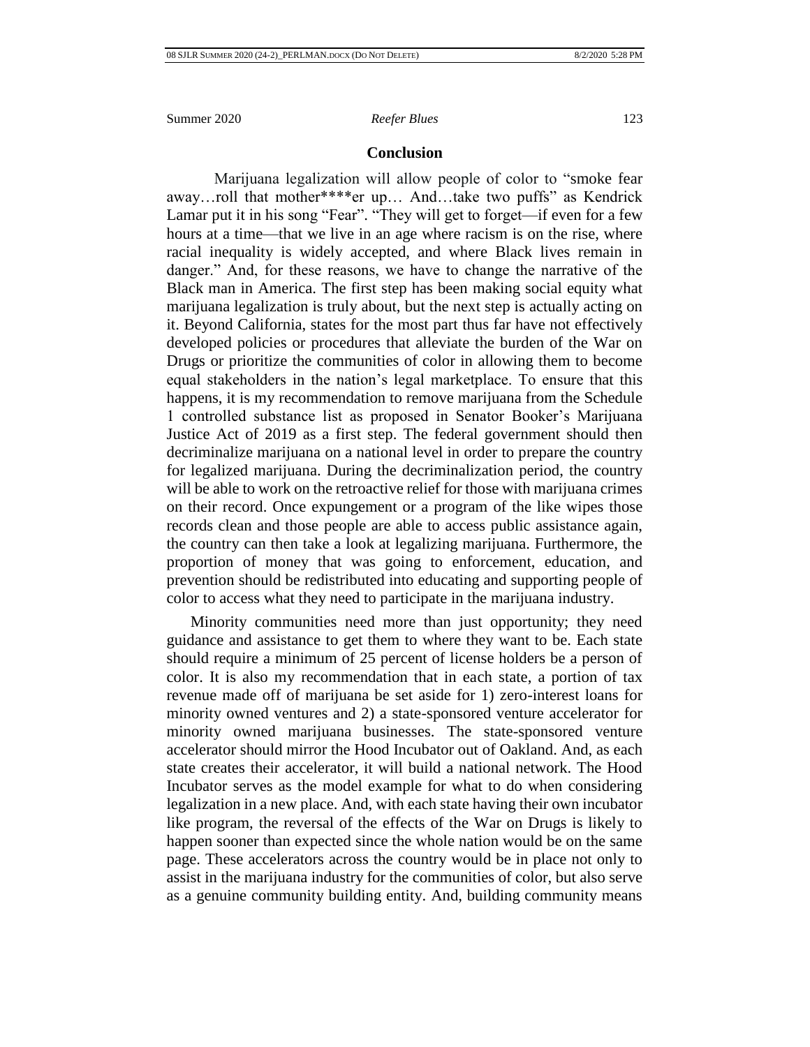## Conclusion

Marijuana legalization will allow people of color to "smoke fear away…roll that mother****er up… And…take two puffs" as Kendrick Lamar put it in his song "Fear". "They will get to forget—if even for a few hours at a time—that we live in an age where racism is on the rise, where racial inequality is widely accepted, and where Black lives remain in danger." And, for these reasons, we have to change the narrative of the Black man in America. The first step has been making social equity what marijuana legalization is truly about, but the next step is actually acting on it. Beyond California, states for the most part thus far have not effectively developed policies or procedures that alleviate the burden of the War on Drugs or prioritize the communities of color in allowing them to become equal stakeholders in the nation's legal marketplace. To ensure that this happens, it is my recommendation to remove marijuana from the Schedule 1 controlled substance list as proposed in Senator Booker's Marijuana Justice Act of 2019 as a first step. The federal government should then decriminalize marijuana on a national level in order to prepare the country for legalized marijuana. During the decriminalization period, the country will be able to work on the retroactive relief for those with marijuana crimes on their record. Once expungement or a program of the like wipes those records clean and those people are able to access public assistance again, the country can then take a look at legalizing marijuana. Furthermore, the proportion of money that was going to enforcement, education, and prevention should be redistributed into educating and supporting people of color to access what they need to participate in the marijuana industry.

Minority communities need more than just opportunity; they need guidance and assistance to get them to where they want to be. Each state should require a minimum of 25 percent of license holders be a person of color. It is also my recommendation that in each state, a portion of tax revenue made off of marijuana be set aside for 1) zero-interest loans for minority owned ventures and 2) a state-sponsored venture accelerator for minority owned marijuana businesses. The state-sponsored venture accelerator should mirror the Hood Incubator out of Oakland. And, as each state creates their accelerator, it will build a national network. The Hood Incubator serves as the model example for what to do when considering legalization in a new place. And, with each state having their own incubator like program, the reversal of the effects of the War on Drugs is likely to happen sooner than expected since the whole nation would be on the same page. These accelerators across the country would be in place not only to assist in the marijuana industry for the communities of color, but also serve as a genuine community building entity. And, building community means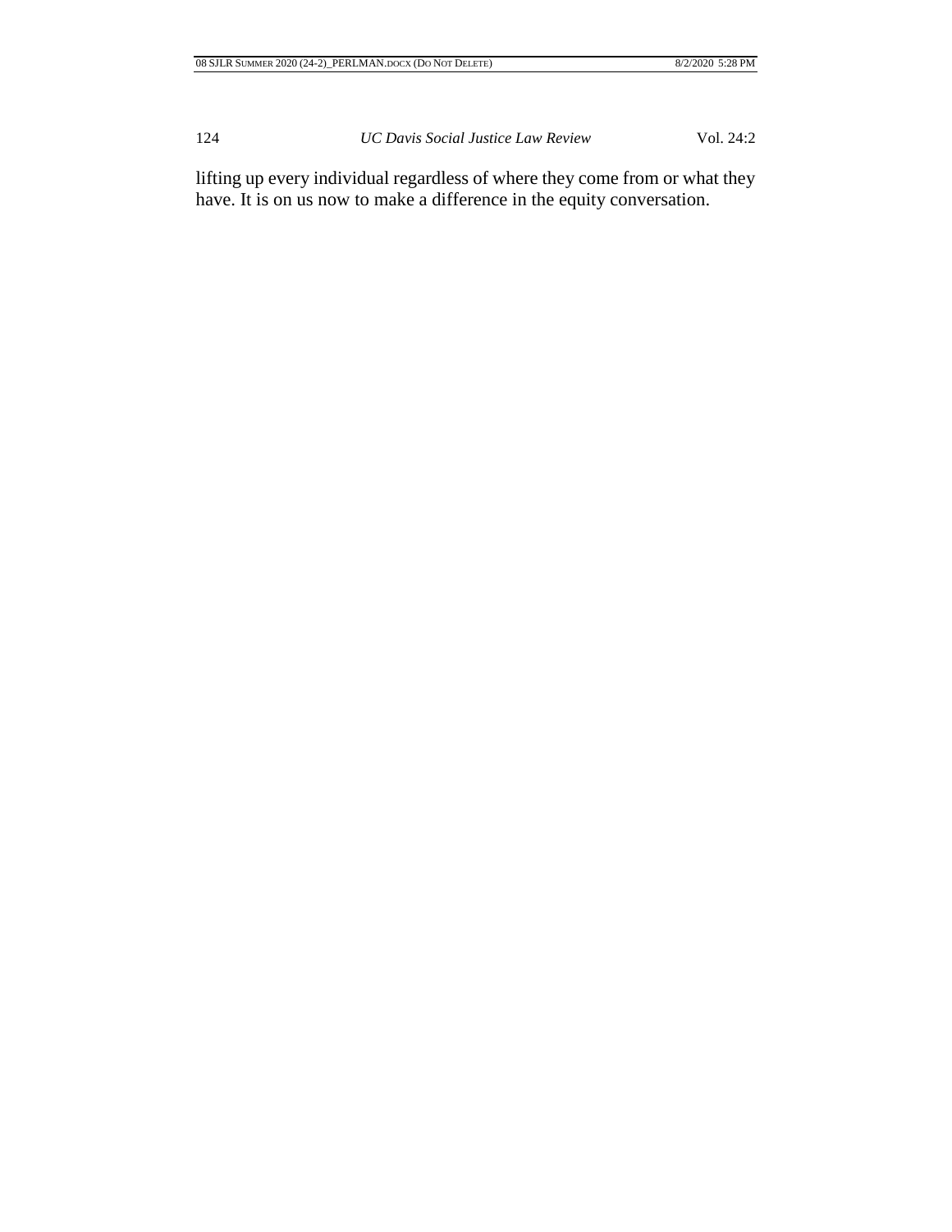lifting up every individual regardless of where they come from or what they have. It is on us now to make a difference in the equity conversation.